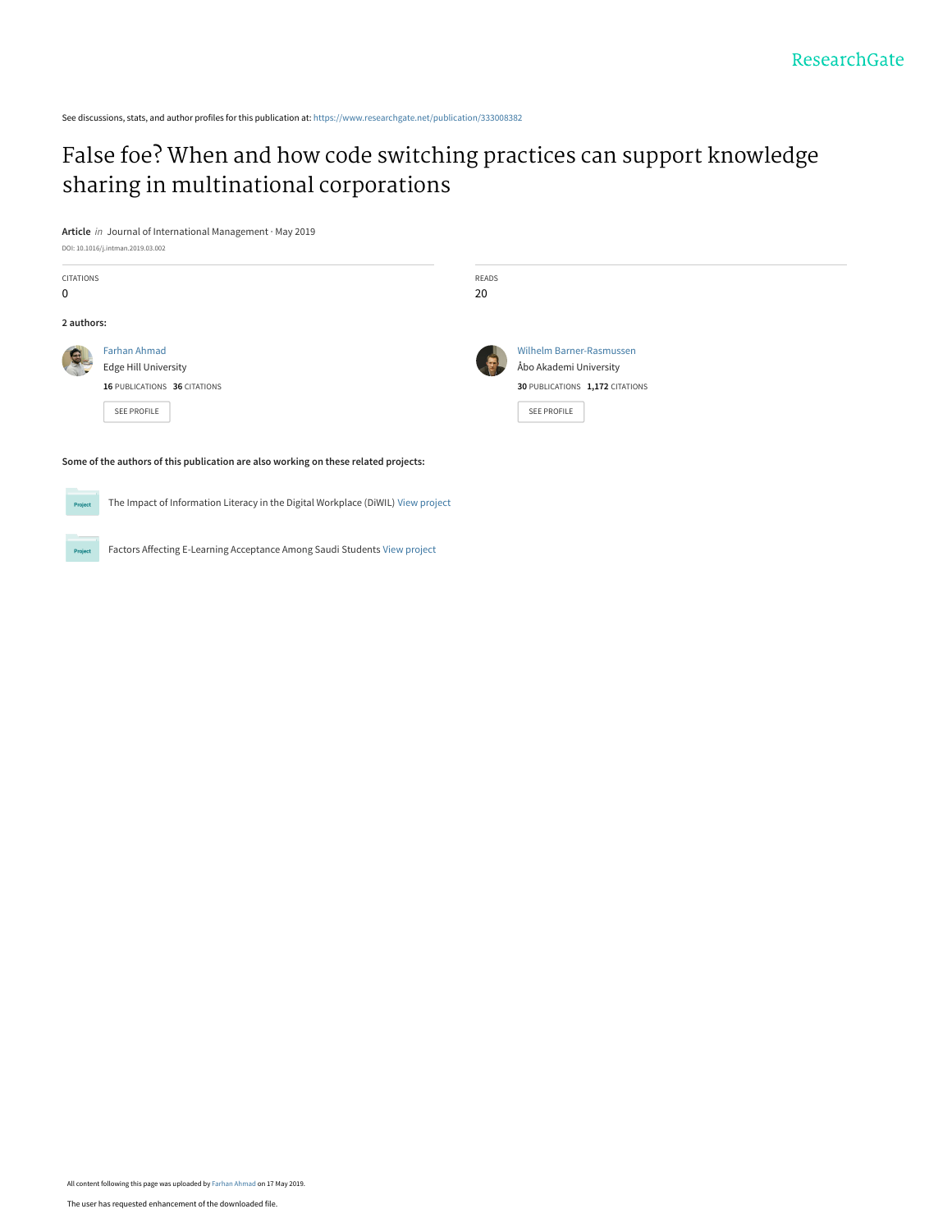ResearchGate

See discussions, stats, and author profiles for this publication at: https://www.researchgate.net/publication/333008382

# False foe? When and how code switching practices can support knowledge sharing in multinational corporations

**Article** *in* Journal of International Management · May 2019

DOI: 10.1016/j.intman.2019.03.002

CITATIONS
0

READS
20

**2 authors:**

Farhan Ahmad
Edge Hill University
**16** PUBLICATIONS **36** CITATIONS
SEE PROFILE

Wilhelm Barner-Rasmussen
Åbo Akademi University
**30** PUBLICATIONS **1,172** CITATIONS
SEE PROFILE

**Some of the authors of this publication are also working on these related projects:**

Project: The Impact of Information Literacy in the Digital Workplace (DiWIL) View project

Project: Factors Affecting E-Learning Acceptance Among Saudi Students View project

All content following this page was uploaded by Farhan Ahmad on 17 May 2019.

The user has requested enhancement of the downloaded file.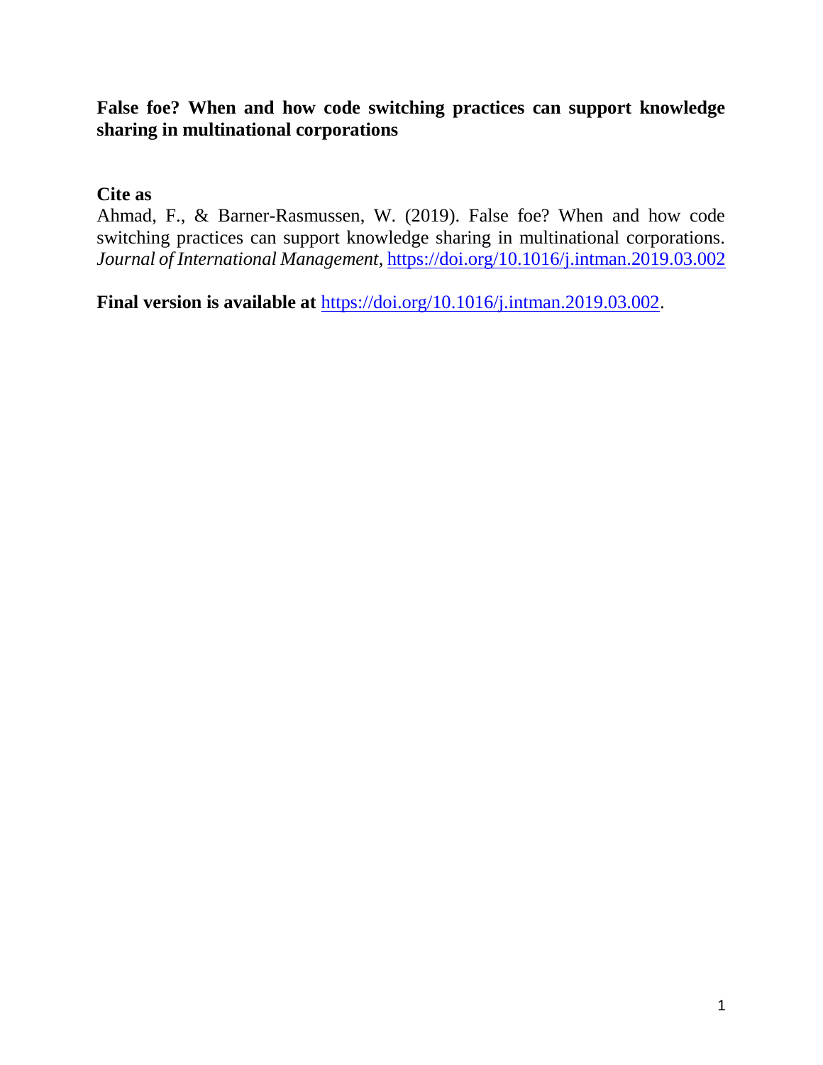**False foe? When and how code switching practices can support knowledge sharing in multinational corporations**

**Cite as**

Ahmad, F., & Barner-Rasmussen, W. (2019). False foe? When and how code switching practices can support knowledge sharing in multinational corporations. *Journal of International Management*, https://doi.org/10.1016/j.intman.2019.03.002

**Final version is available at** https://doi.org/10.1016/j.intman.2019.03.002.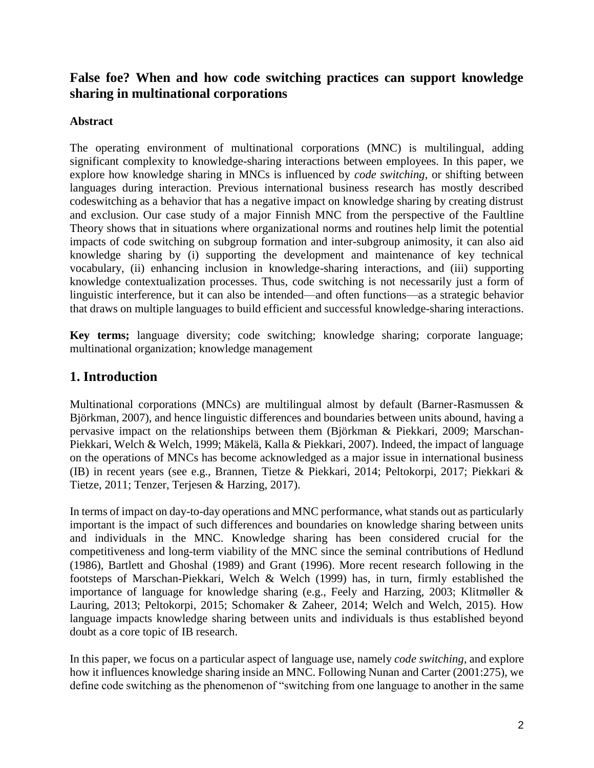## False foe? When and how code switching practices can support knowledge sharing in multinational corporations

### Abstract

The operating environment of multinational corporations (MNC) is multilingual, adding significant complexity to knowledge-sharing interactions between employees. In this paper, we explore how knowledge sharing in MNCs is influenced by *code switching*, or shifting between languages during interaction. Previous international business research has mostly described codeswitching as a behavior that has a negative impact on knowledge sharing by creating distrust and exclusion. Our case study of a major Finnish MNC from the perspective of the Faultline Theory shows that in situations where organizational norms and routines help limit the potential impacts of code switching on subgroup formation and inter-subgroup animosity, it can also aid knowledge sharing by (i) supporting the development and maintenance of key technical vocabulary, (ii) enhancing inclusion in knowledge-sharing interactions, and (iii) supporting knowledge contextualization processes. Thus, code switching is not necessarily just a form of linguistic interference, but it can also be intended—and often functions—as a strategic behavior that draws on multiple languages to build efficient and successful knowledge-sharing interactions.

**Key terms;** language diversity; code switching; knowledge sharing; corporate language; multinational organization; knowledge management

## 1. Introduction

Multinational corporations (MNCs) are multilingual almost by default (Barner-Rasmussen & Björkman, 2007), and hence linguistic differences and boundaries between units abound, having a pervasive impact on the relationships between them (Björkman & Piekkari, 2009; Marschan-Piekkari, Welch & Welch, 1999; Mäkelä, Kalla & Piekkari, 2007). Indeed, the impact of language on the operations of MNCs has become acknowledged as a major issue in international business (IB) in recent years (see e.g., Brannen, Tietze & Piekkari, 2014; Peltokorpi, 2017; Piekkari & Tietze, 2011; Tenzer, Terjesen & Harzing, 2017).

In terms of impact on day-to-day operations and MNC performance, what stands out as particularly important is the impact of such differences and boundaries on knowledge sharing between units and individuals in the MNC. Knowledge sharing has been considered crucial for the competitiveness and long-term viability of the MNC since the seminal contributions of Hedlund (1986), Bartlett and Ghoshal (1989) and Grant (1996). More recent research following in the footsteps of Marschan-Piekkari, Welch & Welch (1999) has, in turn, firmly established the importance of language for knowledge sharing (e.g., Feely and Harzing, 2003; Klitmøller & Lauring, 2013; Peltokorpi, 2015; Schomaker & Zaheer, 2014; Welch and Welch, 2015). How language impacts knowledge sharing between units and individuals is thus established beyond doubt as a core topic of IB research.

In this paper, we focus on a particular aspect of language use, namely *code switching*, and explore how it influences knowledge sharing inside an MNC. Following Nunan and Carter (2001:275), we define code switching as the phenomenon of "switching from one language to another in the same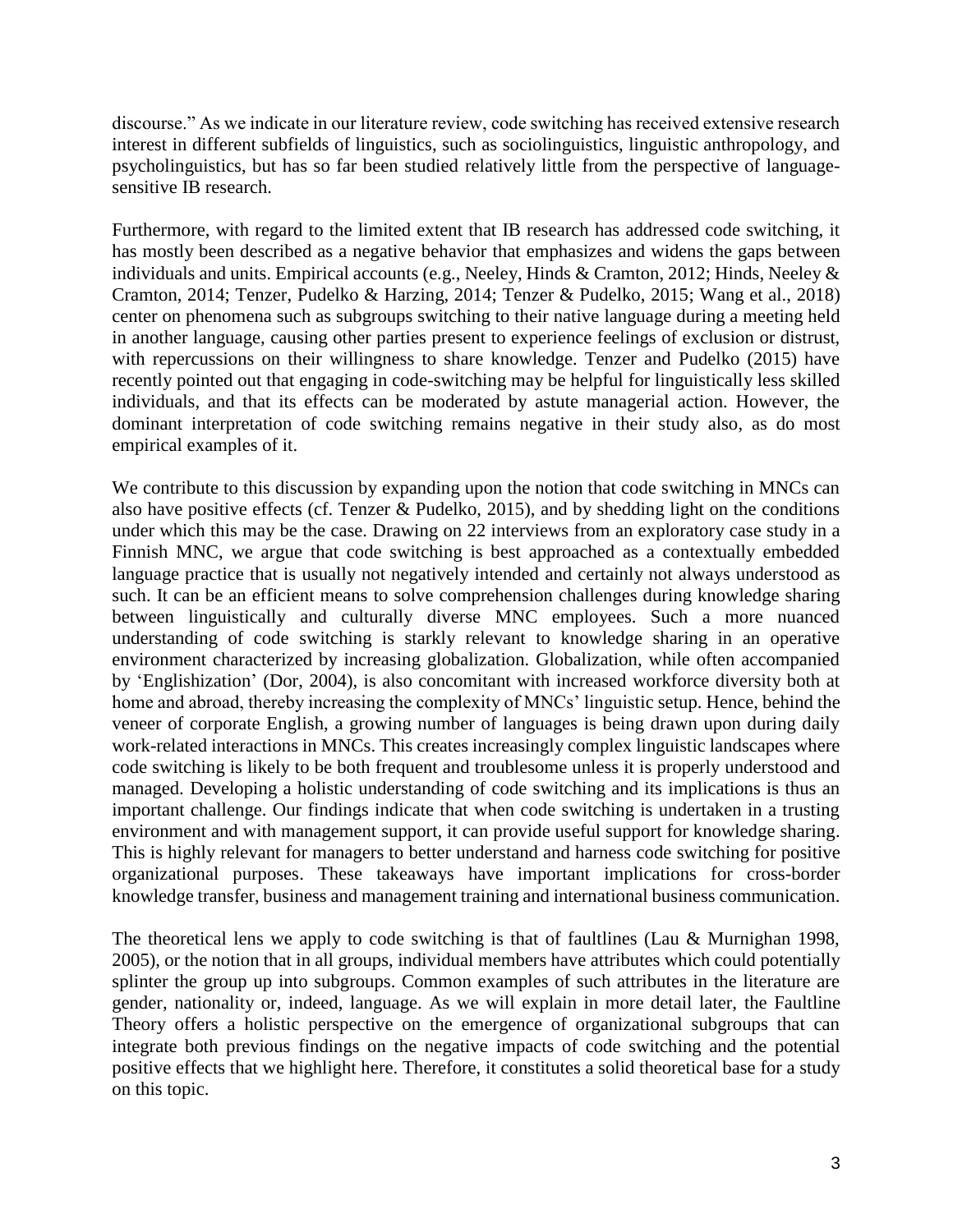discourse." As we indicate in our literature review, code switching has received extensive research interest in different subfields of linguistics, such as sociolinguistics, linguistic anthropology, and psycholinguistics, but has so far been studied relatively little from the perspective of language-sensitive IB research.

Furthermore, with regard to the limited extent that IB research has addressed code switching, it has mostly been described as a negative behavior that emphasizes and widens the gaps between individuals and units. Empirical accounts (e.g., Neeley, Hinds & Cramton, 2012; Hinds, Neeley & Cramton, 2014; Tenzer, Pudelko & Harzing, 2014; Tenzer & Pudelko, 2015; Wang et al., 2018) center on phenomena such as subgroups switching to their native language during a meeting held in another language, causing other parties present to experience feelings of exclusion or distrust, with repercussions on their willingness to share knowledge. Tenzer and Pudelko (2015) have recently pointed out that engaging in code-switching may be helpful for linguistically less skilled individuals, and that its effects can be moderated by astute managerial action. However, the dominant interpretation of code switching remains negative in their study also, as do most empirical examples of it.

We contribute to this discussion by expanding upon the notion that code switching in MNCs can also have positive effects (cf. Tenzer & Pudelko, 2015), and by shedding light on the conditions under which this may be the case. Drawing on 22 interviews from an exploratory case study in a Finnish MNC, we argue that code switching is best approached as a contextually embedded language practice that is usually not negatively intended and certainly not always understood as such. It can be an efficient means to solve comprehension challenges during knowledge sharing between linguistically and culturally diverse MNC employees. Such a more nuanced understanding of code switching is starkly relevant to knowledge sharing in an operative environment characterized by increasing globalization. Globalization, while often accompanied by 'Englishization' (Dor, 2004), is also concomitant with increased workforce diversity both at home and abroad, thereby increasing the complexity of MNCs' linguistic setup. Hence, behind the veneer of corporate English, a growing number of languages is being drawn upon during daily work-related interactions in MNCs. This creates increasingly complex linguistic landscapes where code switching is likely to be both frequent and troublesome unless it is properly understood and managed. Developing a holistic understanding of code switching and its implications is thus an important challenge. Our findings indicate that when code switching is undertaken in a trusting environment and with management support, it can provide useful support for knowledge sharing. This is highly relevant for managers to better understand and harness code switching for positive organizational purposes. These takeaways have important implications for cross-border knowledge transfer, business and management training and international business communication.

The theoretical lens we apply to code switching is that of faultlines (Lau & Murnighan 1998, 2005), or the notion that in all groups, individual members have attributes which could potentially splinter the group up into subgroups. Common examples of such attributes in the literature are gender, nationality or, indeed, language. As we will explain in more detail later, the Faultline Theory offers a holistic perspective on the emergence of organizational subgroups that can integrate both previous findings on the negative impacts of code switching and the potential positive effects that we highlight here. Therefore, it constitutes a solid theoretical base for a study on this topic.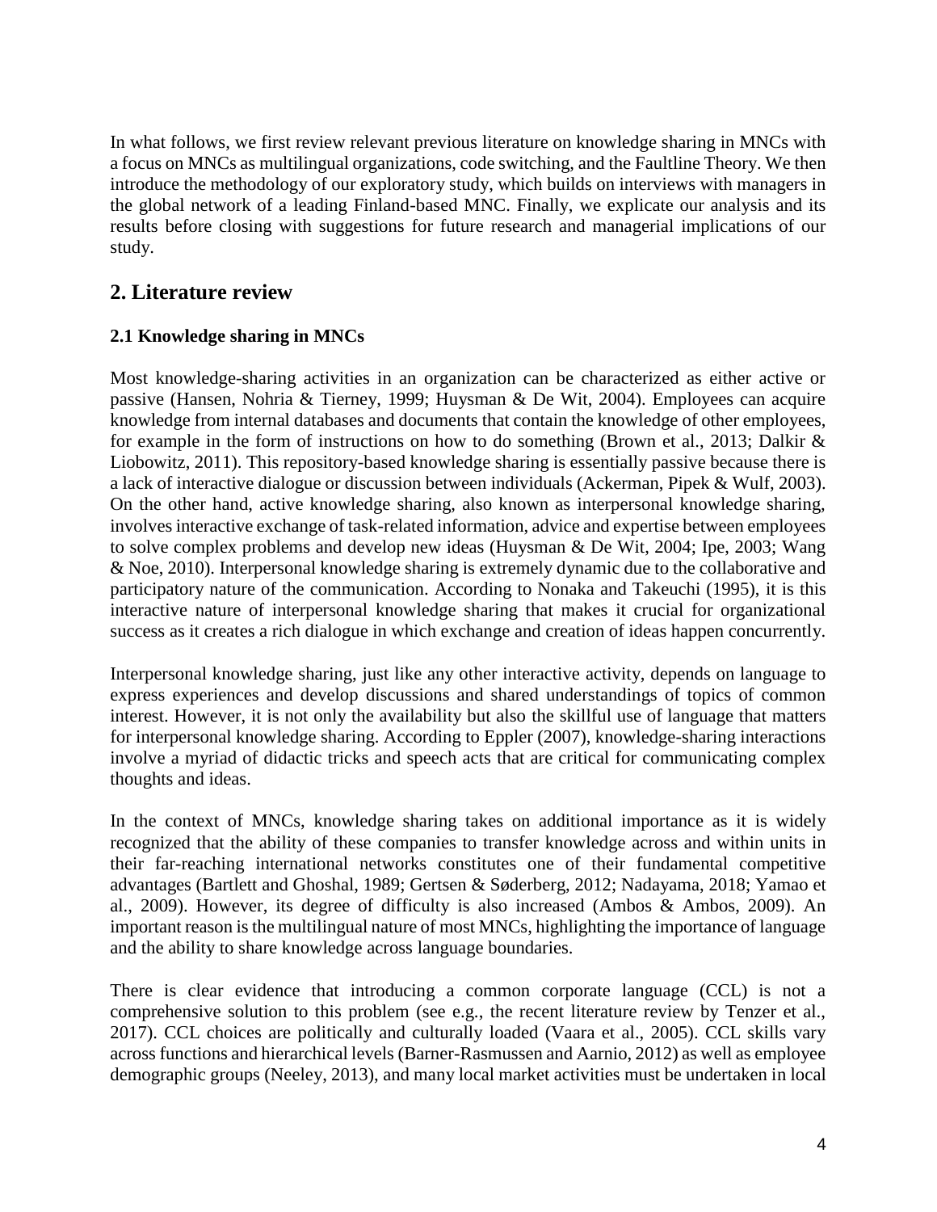In what follows, we first review relevant previous literature on knowledge sharing in MNCs with a focus on MNCs as multilingual organizations, code switching, and the Faultline Theory. We then introduce the methodology of our exploratory study, which builds on interviews with managers in the global network of a leading Finland-based MNC. Finally, we explicate our analysis and its results before closing with suggestions for future research and managerial implications of our study.

## 2. Literature review

### 2.1 Knowledge sharing in MNCs

Most knowledge-sharing activities in an organization can be characterized as either active or passive (Hansen, Nohria & Tierney, 1999; Huysman & De Wit, 2004). Employees can acquire knowledge from internal databases and documents that contain the knowledge of other employees, for example in the form of instructions on how to do something (Brown et al., 2013; Dalkir & Liobowitz, 2011). This repository-based knowledge sharing is essentially passive because there is a lack of interactive dialogue or discussion between individuals (Ackerman, Pipek & Wulf, 2003). On the other hand, active knowledge sharing, also known as interpersonal knowledge sharing, involves interactive exchange of task-related information, advice and expertise between employees to solve complex problems and develop new ideas (Huysman & De Wit, 2004; Ipe, 2003; Wang & Noe, 2010). Interpersonal knowledge sharing is extremely dynamic due to the collaborative and participatory nature of the communication. According to Nonaka and Takeuchi (1995), it is this interactive nature of interpersonal knowledge sharing that makes it crucial for organizational success as it creates a rich dialogue in which exchange and creation of ideas happen concurrently.

Interpersonal knowledge sharing, just like any other interactive activity, depends on language to express experiences and develop discussions and shared understandings of topics of common interest. However, it is not only the availability but also the skillful use of language that matters for interpersonal knowledge sharing. According to Eppler (2007), knowledge-sharing interactions involve a myriad of didactic tricks and speech acts that are critical for communicating complex thoughts and ideas.

In the context of MNCs, knowledge sharing takes on additional importance as it is widely recognized that the ability of these companies to transfer knowledge across and within units in their far-reaching international networks constitutes one of their fundamental competitive advantages (Bartlett and Ghoshal, 1989; Gertsen & Søderberg, 2012; Nadayama, 2018; Yamao et al., 2009). However, its degree of difficulty is also increased (Ambos & Ambos, 2009). An important reason is the multilingual nature of most MNCs, highlighting the importance of language and the ability to share knowledge across language boundaries.

There is clear evidence that introducing a common corporate language (CCL) is not a comprehensive solution to this problem (see e.g., the recent literature review by Tenzer et al., 2017). CCL choices are politically and culturally loaded (Vaara et al., 2005). CCL skills vary across functions and hierarchical levels (Barner-Rasmussen and Aarnio, 2012) as well as employee demographic groups (Neeley, 2013), and many local market activities must be undertaken in local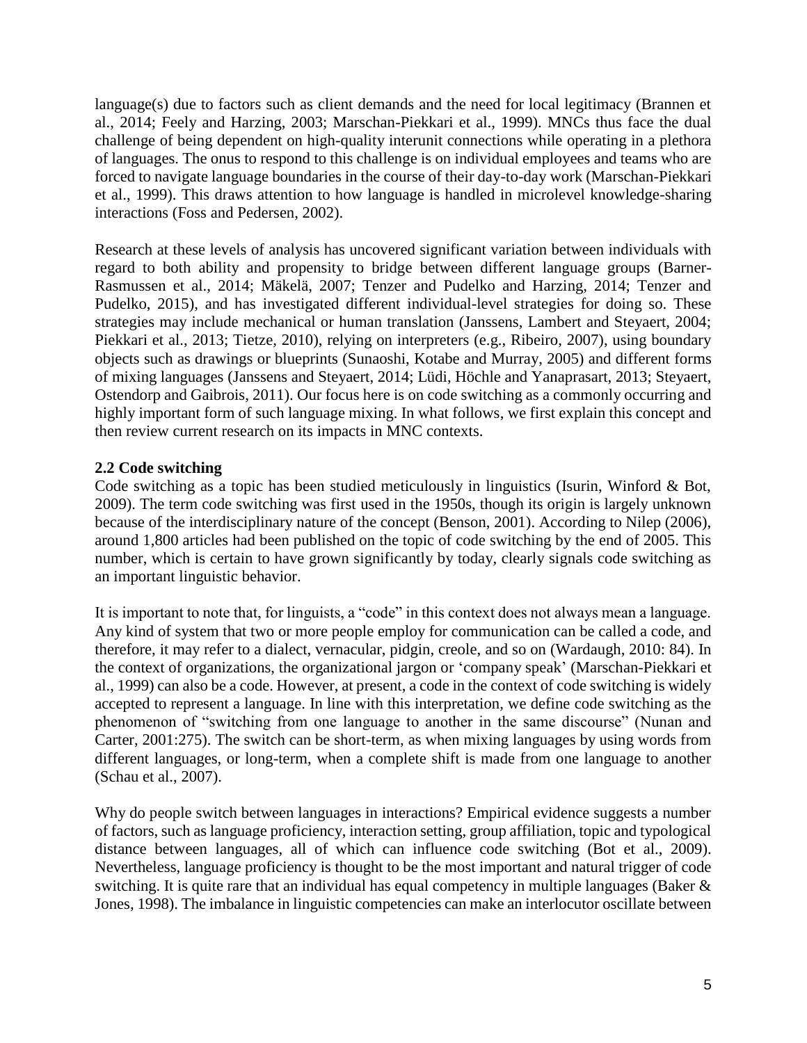language(s) due to factors such as client demands and the need for local legitimacy (Brannen et al., 2014; Feely and Harzing, 2003; Marschan-Piekkari et al., 1999). MNCs thus face the dual challenge of being dependent on high-quality interunit connections while operating in a plethora of languages. The onus to respond to this challenge is on individual employees and teams who are forced to navigate language boundaries in the course of their day-to-day work (Marschan-Piekkari et al., 1999). This draws attention to how language is handled in microlevel knowledge-sharing interactions (Foss and Pedersen, 2002).

Research at these levels of analysis has uncovered significant variation between individuals with regard to both ability and propensity to bridge between different language groups (Barner-Rasmussen et al., 2014; Mäkelä, 2007; Tenzer and Pudelko and Harzing, 2014; Tenzer and Pudelko, 2015), and has investigated different individual-level strategies for doing so. These strategies may include mechanical or human translation (Janssens, Lambert and Steyaert, 2004; Piekkari et al., 2013; Tietze, 2010), relying on interpreters (e.g., Ribeiro, 2007), using boundary objects such as drawings or blueprints (Sunaoshi, Kotabe and Murray, 2005) and different forms of mixing languages (Janssens and Steyaert, 2014; Lüdi, Höchle and Yanaprasart, 2013; Steyaert, Ostendorp and Gaibrois, 2011). Our focus here is on code switching as a commonly occurring and highly important form of such language mixing. In what follows, we first explain this concept and then review current research on its impacts in MNC contexts.

## 2.2 Code switching

Code switching as a topic has been studied meticulously in linguistics (Isurin, Winford & Bot, 2009). The term code switching was first used in the 1950s, though its origin is largely unknown because of the interdisciplinary nature of the concept (Benson, 2001). According to Nilep (2006), around 1,800 articles had been published on the topic of code switching by the end of 2005. This number, which is certain to have grown significantly by today, clearly signals code switching as an important linguistic behavior.

It is important to note that, for linguists, a "code" in this context does not always mean a language. Any kind of system that two or more people employ for communication can be called a code, and therefore, it may refer to a dialect, vernacular, pidgin, creole, and so on (Wardaugh, 2010: 84). In the context of organizations, the organizational jargon or 'company speak' (Marschan-Piekkari et al., 1999) can also be a code. However, at present, a code in the context of code switching is widely accepted to represent a language. In line with this interpretation, we define code switching as the phenomenon of "switching from one language to another in the same discourse" (Nunan and Carter, 2001:275). The switch can be short-term, as when mixing languages by using words from different languages, or long-term, when a complete shift is made from one language to another (Schau et al., 2007).

Why do people switch between languages in interactions? Empirical evidence suggests a number of factors, such as language proficiency, interaction setting, group affiliation, topic and typological distance between languages, all of which can influence code switching (Bot et al., 2009). Nevertheless, language proficiency is thought to be the most important and natural trigger of code switching. It is quite rare that an individual has equal competency in multiple languages (Baker & Jones, 1998). The imbalance in linguistic competencies can make an interlocutor oscillate between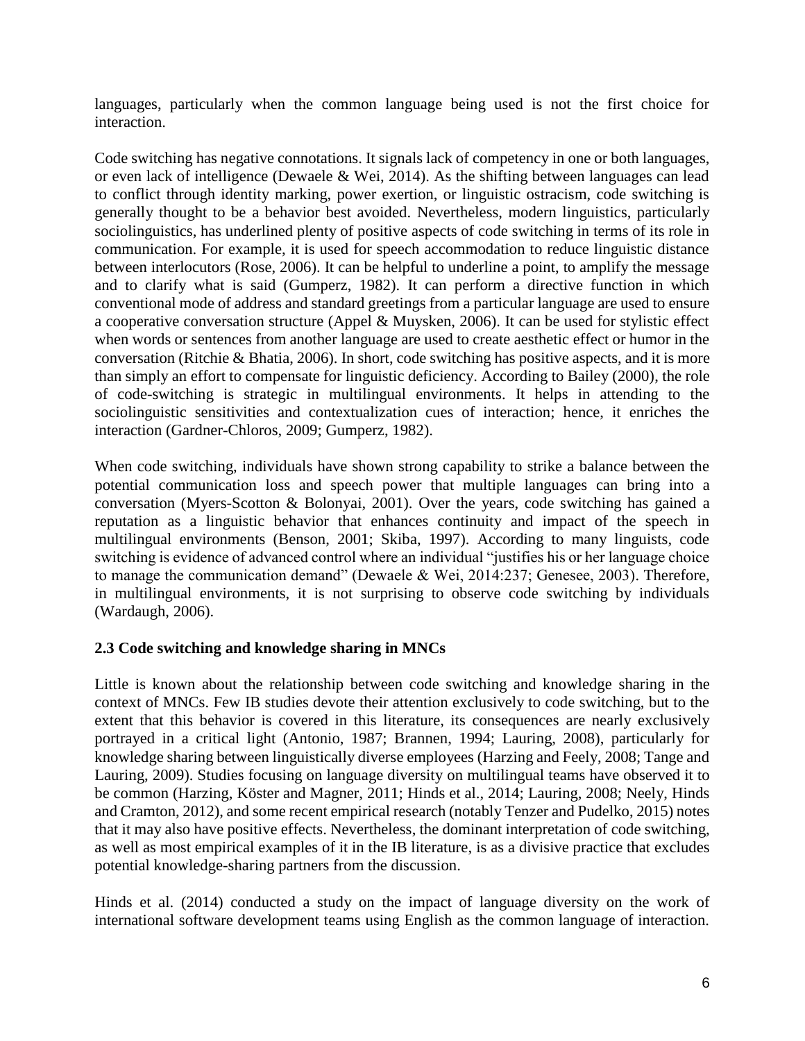languages, particularly when the common language being used is not the first choice for interaction.

Code switching has negative connotations. It signals lack of competency in one or both languages, or even lack of intelligence (Dewaele & Wei, 2014). As the shifting between languages can lead to conflict through identity marking, power exertion, or linguistic ostracism, code switching is generally thought to be a behavior best avoided. Nevertheless, modern linguistics, particularly sociolinguistics, has underlined plenty of positive aspects of code switching in terms of its role in communication. For example, it is used for speech accommodation to reduce linguistic distance between interlocutors (Rose, 2006). It can be helpful to underline a point, to amplify the message and to clarify what is said (Gumperz, 1982). It can perform a directive function in which conventional mode of address and standard greetings from a particular language are used to ensure a cooperative conversation structure (Appel & Muysken, 2006). It can be used for stylistic effect when words or sentences from another language are used to create aesthetic effect or humor in the conversation (Ritchie & Bhatia, 2006). In short, code switching has positive aspects, and it is more than simply an effort to compensate for linguistic deficiency. According to Bailey (2000), the role of code-switching is strategic in multilingual environments. It helps in attending to the sociolinguistic sensitivities and contextualization cues of interaction; hence, it enriches the interaction (Gardner-Chloros, 2009; Gumperz, 1982).

When code switching, individuals have shown strong capability to strike a balance between the potential communication loss and speech power that multiple languages can bring into a conversation (Myers-Scotton & Bolonyai, 2001). Over the years, code switching has gained a reputation as a linguistic behavior that enhances continuity and impact of the speech in multilingual environments (Benson, 2001; Skiba, 1997). According to many linguists, code switching is evidence of advanced control where an individual "justifies his or her language choice to manage the communication demand" (Dewaele & Wei, 2014:237; Genesee, 2003). Therefore, in multilingual environments, it is not surprising to observe code switching by individuals (Wardaugh, 2006).

### 2.3 Code switching and knowledge sharing in MNCs

Little is known about the relationship between code switching and knowledge sharing in the context of MNCs. Few IB studies devote their attention exclusively to code switching, but to the extent that this behavior is covered in this literature, its consequences are nearly exclusively portrayed in a critical light (Antonio, 1987; Brannen, 1994; Lauring, 2008), particularly for knowledge sharing between linguistically diverse employees (Harzing and Feely, 2008; Tange and Lauring, 2009). Studies focusing on language diversity on multilingual teams have observed it to be common (Harzing, Köster and Magner, 2011; Hinds et al., 2014; Lauring, 2008; Neely, Hinds and Cramton, 2012), and some recent empirical research (notably Tenzer and Pudelko, 2015) notes that it may also have positive effects. Nevertheless, the dominant interpretation of code switching, as well as most empirical examples of it in the IB literature, is as a divisive practice that excludes potential knowledge-sharing partners from the discussion.

Hinds et al. (2014) conducted a study on the impact of language diversity on the work of international software development teams using English as the common language of interaction.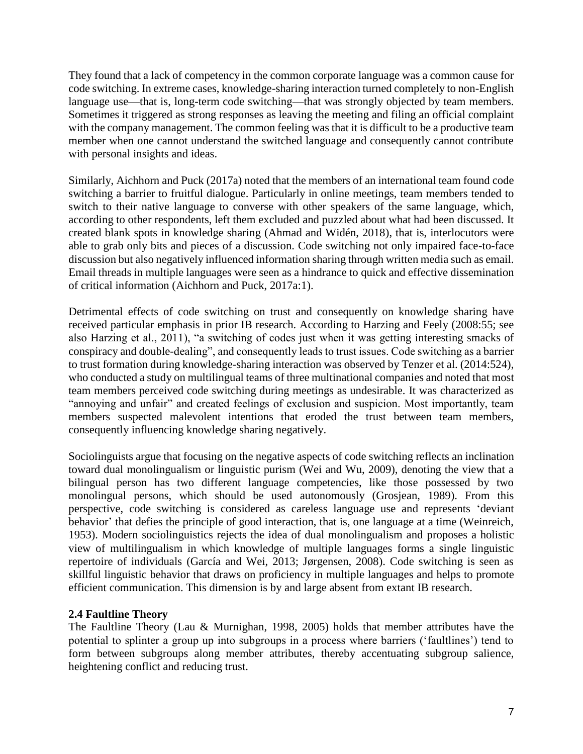They found that a lack of competency in the common corporate language was a common cause for code switching. In extreme cases, knowledge-sharing interaction turned completely to non-English language use—that is, long-term code switching—that was strongly objected by team members. Sometimes it triggered as strong responses as leaving the meeting and filing an official complaint with the company management. The common feeling was that it is difficult to be a productive team member when one cannot understand the switched language and consequently cannot contribute with personal insights and ideas.

Similarly, Aichhorn and Puck (2017a) noted that the members of an international team found code switching a barrier to fruitful dialogue. Particularly in online meetings, team members tended to switch to their native language to converse with other speakers of the same language, which, according to other respondents, left them excluded and puzzled about what had been discussed. It created blank spots in knowledge sharing (Ahmad and Widén, 2018), that is, interlocutors were able to grab only bits and pieces of a discussion. Code switching not only impaired face-to-face discussion but also negatively influenced information sharing through written media such as email. Email threads in multiple languages were seen as a hindrance to quick and effective dissemination of critical information (Aichhorn and Puck, 2017a:1).

Detrimental effects of code switching on trust and consequently on knowledge sharing have received particular emphasis in prior IB research. According to Harzing and Feely (2008:55; see also Harzing et al., 2011), "a switching of codes just when it was getting interesting smacks of conspiracy and double-dealing", and consequently leads to trust issues. Code switching as a barrier to trust formation during knowledge-sharing interaction was observed by Tenzer et al. (2014:524), who conducted a study on multilingual teams of three multinational companies and noted that most team members perceived code switching during meetings as undesirable. It was characterized as "annoying and unfair" and created feelings of exclusion and suspicion. Most importantly, team members suspected malevolent intentions that eroded the trust between team members, consequently influencing knowledge sharing negatively.

Sociolinguists argue that focusing on the negative aspects of code switching reflects an inclination toward dual monolingualism or linguistic purism (Wei and Wu, 2009), denoting the view that a bilingual person has two different language competencies, like those possessed by two monolingual persons, which should be used autonomously (Grosjean, 1989). From this perspective, code switching is considered as careless language use and represents 'deviant behavior' that defies the principle of good interaction, that is, one language at a time (Weinreich, 1953). Modern sociolinguistics rejects the idea of dual monolingualism and proposes a holistic view of multilingualism in which knowledge of multiple languages forms a single linguistic repertoire of individuals (García and Wei, 2013; Jørgensen, 2008). Code switching is seen as skillful linguistic behavior that draws on proficiency in multiple languages and helps to promote efficient communication. This dimension is by and large absent from extant IB research.

### 2.4 Faultline Theory

The Faultline Theory (Lau & Murnighan, 1998, 2005) holds that member attributes have the potential to splinter a group up into subgroups in a process where barriers ('faultlines') tend to form between subgroups along member attributes, thereby accentuating subgroup salience, heightening conflict and reducing trust.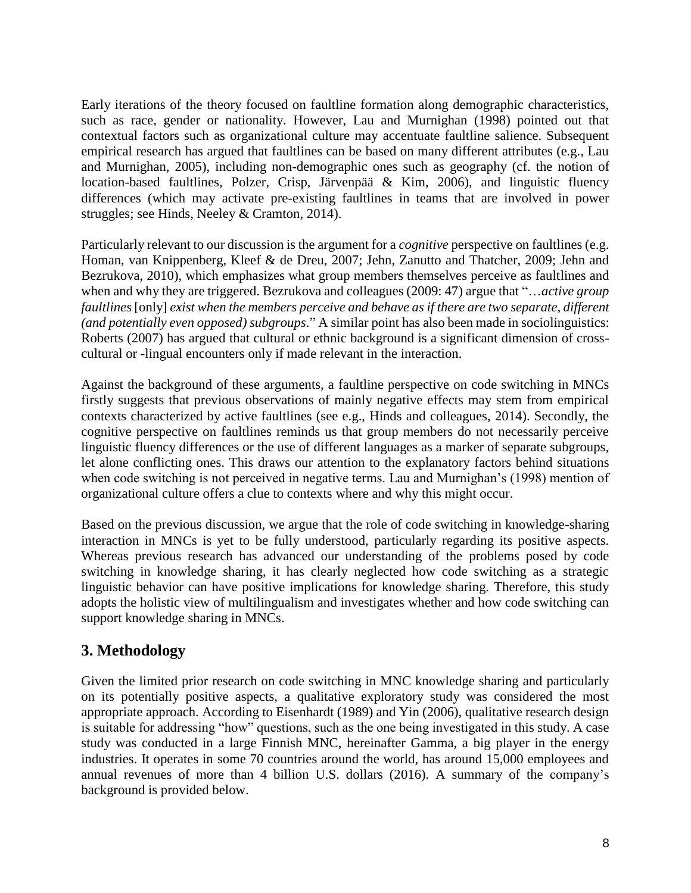Early iterations of the theory focused on faultline formation along demographic characteristics, such as race, gender or nationality. However, Lau and Murnighan (1998) pointed out that contextual factors such as organizational culture may accentuate faultline salience. Subsequent empirical research has argued that faultlines can be based on many different attributes (e.g., Lau and Murnighan, 2005), including non-demographic ones such as geography (cf. the notion of location-based faultlines, Polzer, Crisp, Järvenpää & Kim, 2006), and linguistic fluency differences (which may activate pre-existing faultlines in teams that are involved in power struggles; see Hinds, Neeley & Cramton, 2014).

Particularly relevant to our discussion is the argument for a *cognitive* perspective on faultlines (e.g. Homan, van Knippenberg, Kleef & de Dreu, 2007; Jehn, Zanutto and Thatcher, 2009; Jehn and Bezrukova, 2010), which emphasizes what group members themselves perceive as faultlines and when and why they are triggered. Bezrukova and colleagues (2009: 47) argue that "…*active group faultlines* [only] *exist when the members perceive and behave as if there are two separate, different (and potentially even opposed) subgroups*." A similar point has also been made in sociolinguistics: Roberts (2007) has argued that cultural or ethnic background is a significant dimension of cross-cultural or -lingual encounters only if made relevant in the interaction.

Against the background of these arguments, a faultline perspective on code switching in MNCs firstly suggests that previous observations of mainly negative effects may stem from empirical contexts characterized by active faultlines (see e.g., Hinds and colleagues, 2014). Secondly, the cognitive perspective on faultlines reminds us that group members do not necessarily perceive linguistic fluency differences or the use of different languages as a marker of separate subgroups, let alone conflicting ones. This draws our attention to the explanatory factors behind situations when code switching is not perceived in negative terms. Lau and Murnighan's (1998) mention of organizational culture offers a clue to contexts where and why this might occur.

Based on the previous discussion, we argue that the role of code switching in knowledge-sharing interaction in MNCs is yet to be fully understood, particularly regarding its positive aspects. Whereas previous research has advanced our understanding of the problems posed by code switching in knowledge sharing, it has clearly neglected how code switching as a strategic linguistic behavior can have positive implications for knowledge sharing. Therefore, this study adopts the holistic view of multilingualism and investigates whether and how code switching can support knowledge sharing in MNCs.

## 3. Methodology

Given the limited prior research on code switching in MNC knowledge sharing and particularly on its potentially positive aspects, a qualitative exploratory study was considered the most appropriate approach. According to Eisenhardt (1989) and Yin (2006), qualitative research design is suitable for addressing "how" questions, such as the one being investigated in this study. A case study was conducted in a large Finnish MNC, hereinafter Gamma, a big player in the energy industries. It operates in some 70 countries around the world, has around 15,000 employees and annual revenues of more than 4 billion U.S. dollars (2016). A summary of the company's background is provided below.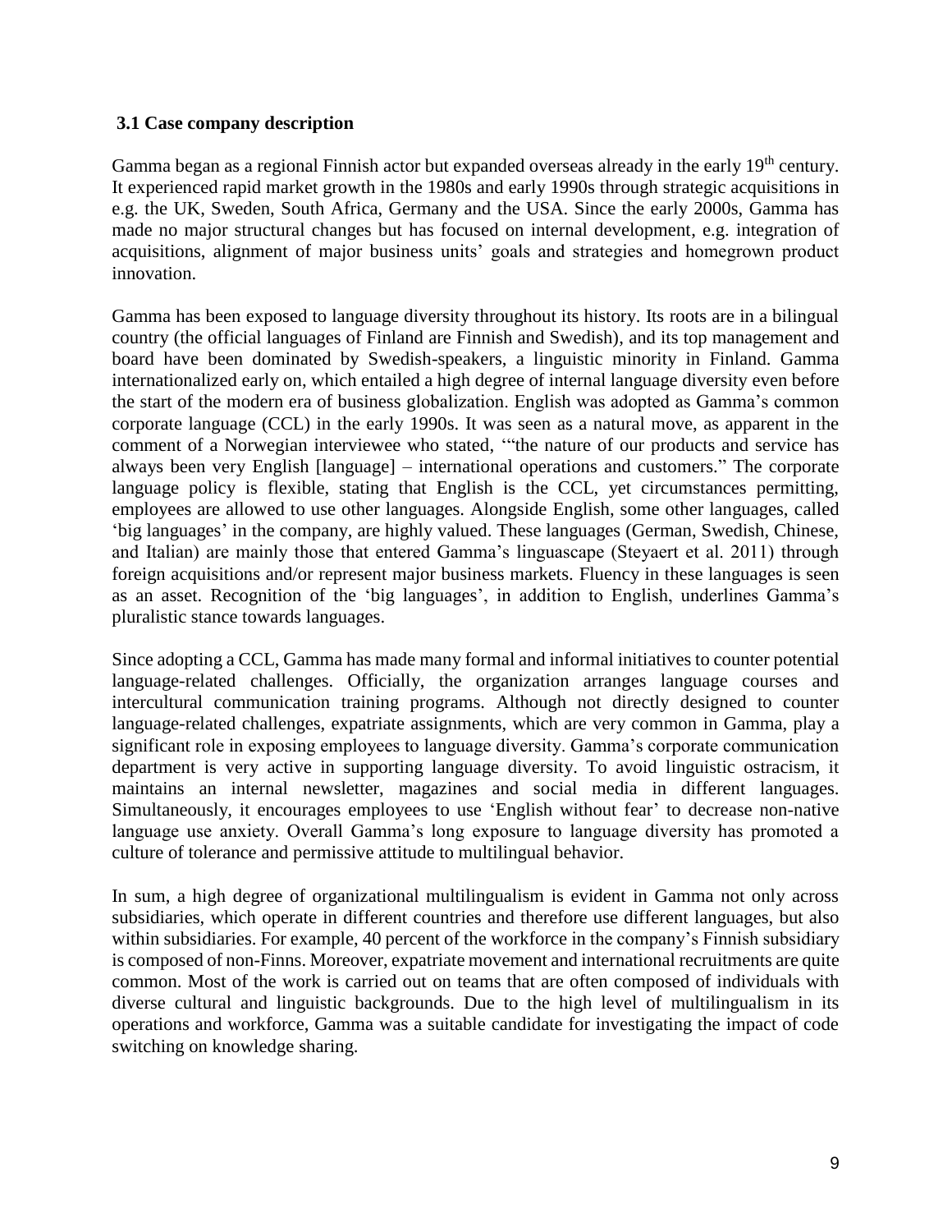### 3.1 Case company description

Gamma began as a regional Finnish actor but expanded overseas already in the early 19th century. It experienced rapid market growth in the 1980s and early 1990s through strategic acquisitions in e.g. the UK, Sweden, South Africa, Germany and the USA. Since the early 2000s, Gamma has made no major structural changes but has focused on internal development, e.g. integration of acquisitions, alignment of major business units' goals and strategies and homegrown product innovation.

Gamma has been exposed to language diversity throughout its history. Its roots are in a bilingual country (the official languages of Finland are Finnish and Swedish), and its top management and board have been dominated by Swedish-speakers, a linguistic minority in Finland. Gamma internationalized early on, which entailed a high degree of internal language diversity even before the start of the modern era of business globalization. English was adopted as Gamma's common corporate language (CCL) in the early 1990s. It was seen as a natural move, as apparent in the comment of a Norwegian interviewee who stated, '"the nature of our products and service has always been very English [language] – international operations and customers." The corporate language policy is flexible, stating that English is the CCL, yet circumstances permitting, employees are allowed to use other languages. Alongside English, some other languages, called 'big languages' in the company, are highly valued. These languages (German, Swedish, Chinese, and Italian) are mainly those that entered Gamma's linguascape (Steyaert et al. 2011) through foreign acquisitions and/or represent major business markets. Fluency in these languages is seen as an asset. Recognition of the 'big languages', in addition to English, underlines Gamma's pluralistic stance towards languages.

Since adopting a CCL, Gamma has made many formal and informal initiatives to counter potential language-related challenges. Officially, the organization arranges language courses and intercultural communication training programs. Although not directly designed to counter language-related challenges, expatriate assignments, which are very common in Gamma, play a significant role in exposing employees to language diversity. Gamma's corporate communication department is very active in supporting language diversity. To avoid linguistic ostracism, it maintains an internal newsletter, magazines and social media in different languages. Simultaneously, it encourages employees to use 'English without fear' to decrease non-native language use anxiety. Overall Gamma's long exposure to language diversity has promoted a culture of tolerance and permissive attitude to multilingual behavior.

In sum, a high degree of organizational multilingualism is evident in Gamma not only across subsidiaries, which operate in different countries and therefore use different languages, but also within subsidiaries. For example, 40 percent of the workforce in the company's Finnish subsidiary is composed of non-Finns. Moreover, expatriate movement and international recruitments are quite common. Most of the work is carried out on teams that are often composed of individuals with diverse cultural and linguistic backgrounds. Due to the high level of multilingualism in its operations and workforce, Gamma was a suitable candidate for investigating the impact of code switching on knowledge sharing.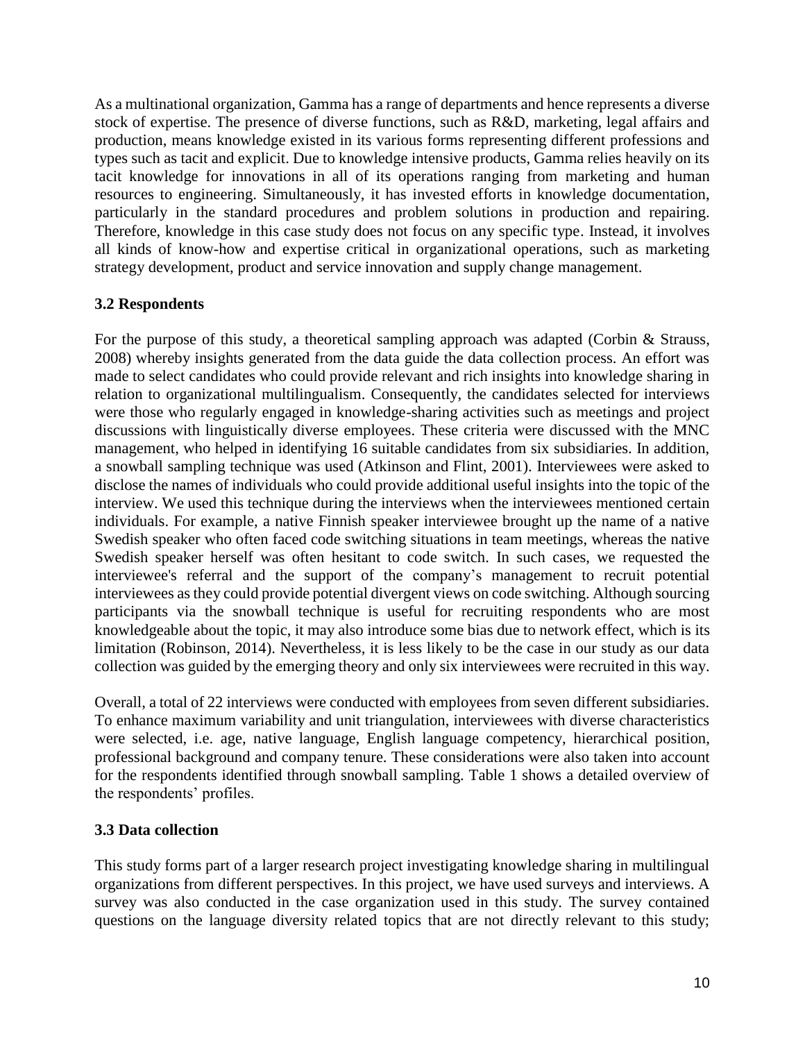As a multinational organization, Gamma has a range of departments and hence represents a diverse stock of expertise. The presence of diverse functions, such as R&D, marketing, legal affairs and production, means knowledge existed in its various forms representing different professions and types such as tacit and explicit. Due to knowledge intensive products, Gamma relies heavily on its tacit knowledge for innovations in all of its operations ranging from marketing and human resources to engineering. Simultaneously, it has invested efforts in knowledge documentation, particularly in the standard procedures and problem solutions in production and repairing. Therefore, knowledge in this case study does not focus on any specific type. Instead, it involves all kinds of know-how and expertise critical in organizational operations, such as marketing strategy development, product and service innovation and supply change management.

### 3.2 Respondents

For the purpose of this study, a theoretical sampling approach was adapted (Corbin & Strauss, 2008) whereby insights generated from the data guide the data collection process. An effort was made to select candidates who could provide relevant and rich insights into knowledge sharing in relation to organizational multilingualism. Consequently, the candidates selected for interviews were those who regularly engaged in knowledge-sharing activities such as meetings and project discussions with linguistically diverse employees. These criteria were discussed with the MNC management, who helped in identifying 16 suitable candidates from six subsidiaries. In addition, a snowball sampling technique was used (Atkinson and Flint, 2001). Interviewees were asked to disclose the names of individuals who could provide additional useful insights into the topic of the interview. We used this technique during the interviews when the interviewees mentioned certain individuals. For example, a native Finnish speaker interviewee brought up the name of a native Swedish speaker who often faced code switching situations in team meetings, whereas the native Swedish speaker herself was often hesitant to code switch. In such cases, we requested the interviewee's referral and the support of the company's management to recruit potential interviewees as they could provide potential divergent views on code switching. Although sourcing participants via the snowball technique is useful for recruiting respondents who are most knowledgeable about the topic, it may also introduce some bias due to network effect, which is its limitation (Robinson, 2014). Nevertheless, it is less likely to be the case in our study as our data collection was guided by the emerging theory and only six interviewees were recruited in this way.

Overall, a total of 22 interviews were conducted with employees from seven different subsidiaries. To enhance maximum variability and unit triangulation, interviewees with diverse characteristics were selected, i.e. age, native language, English language competency, hierarchical position, professional background and company tenure. These considerations were also taken into account for the respondents identified through snowball sampling. Table 1 shows a detailed overview of the respondents' profiles.

### 3.3 Data collection

This study forms part of a larger research project investigating knowledge sharing in multilingual organizations from different perspectives. In this project, we have used surveys and interviews. A survey was also conducted in the case organization used in this study. The survey contained questions on the language diversity related topics that are not directly relevant to this study;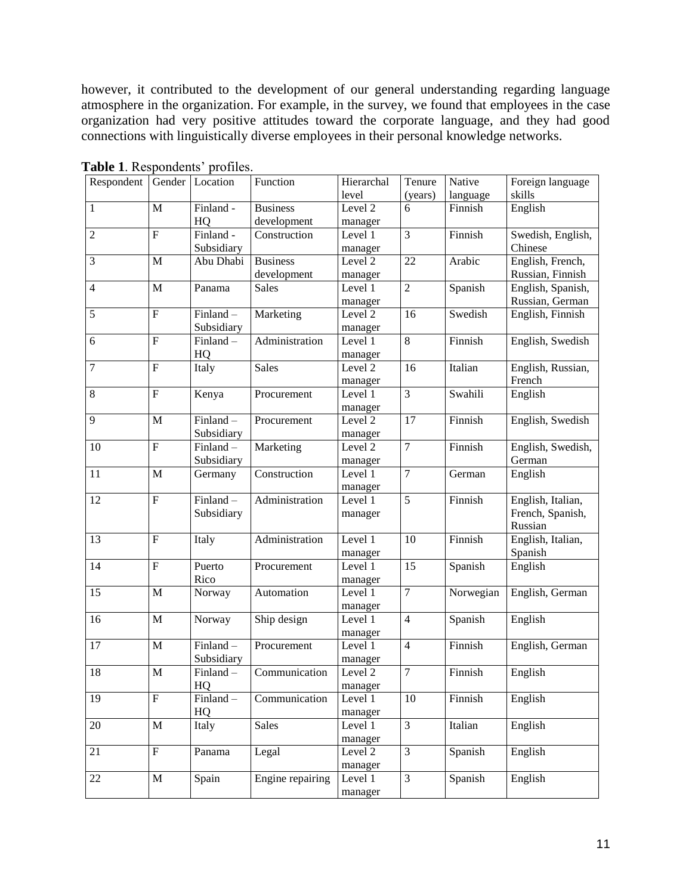however, it contributed to the development of our general understanding regarding language atmosphere in the organization. For example, in the survey, we found that employees in the case organization had very positive attitudes toward the corporate language, and they had good connections with linguistically diverse employees in their personal knowledge networks.

**Table 1**. Respondents' profiles.

| Respondent | Gender | Location | Function | Hierarchal level | Tenure (years) | Native language | Foreign language skills |
|---|---|---|---|---|---|---|---|
| 1 | M | Finland - HQ | Business development | Level 2 manager | 6 | Finnish | English |
| 2 | F | Finland - Subsidiary | Construction | Level 1 manager | 3 | Finnish | Swedish, English, Chinese |
| 3 | M | Abu Dhabi | Business development | Level 2 manager | 22 | Arabic | English, French, Russian, Finnish |
| 4 | M | Panama | Sales | Level 1 manager | 2 | Spanish | English, Spanish, Russian, German |
| 5 | F | Finland – Subsidiary | Marketing | Level 2 manager | 16 | Swedish | English, Finnish |
| 6 | F | Finland – HQ | Administration | Level 1 manager | 8 | Finnish | English, Swedish |
| 7 | F | Italy | Sales | Level 2 manager | 16 | Italian | English, Russian, French |
| 8 | F | Kenya | Procurement | Level 1 manager | 3 | Swahili | English |
| 9 | M | Finland – Subsidiary | Procurement | Level 2 manager | 17 | Finnish | English, Swedish |
| 10 | F | Finland – Subsidiary | Marketing | Level 2 manager | 7 | Finnish | English, Swedish, German |
| 11 | M | Germany | Construction | Level 1 manager | 7 | German | English |
| 12 | F | Finland – Subsidiary | Administration | Level 1 manager | 5 | Finnish | English, Italian, French, Spanish, Russian |
| 13 | F | Italy | Administration | Level 1 manager | 10 | Finnish | English, Italian, Spanish |
| 14 | F | Puerto Rico | Procurement | Level 1 manager | 15 | Spanish | English |
| 15 | M | Norway | Automation | Level 1 manager | 7 | Norwegian | English, German |
| 16 | M | Norway | Ship design | Level 1 manager | 4 | Spanish | English |
| 17 | M | Finland – Subsidiary | Procurement | Level 1 manager | 4 | Finnish | English, German |
| 18 | M | Finland – HQ | Communication | Level 2 manager | 7 | Finnish | English |
| 19 | F | Finland – HQ | Communication | Level 1 manager | 10 | Finnish | English |
| 20 | M | Italy | Sales | Level 1 manager | 3 | Italian | English |
| 21 | F | Panama | Legal | Level 2 manager | 3 | Spanish | English |
| 22 | M | Spain | Engine repairing | Level 1 manager | 3 | Spanish | English |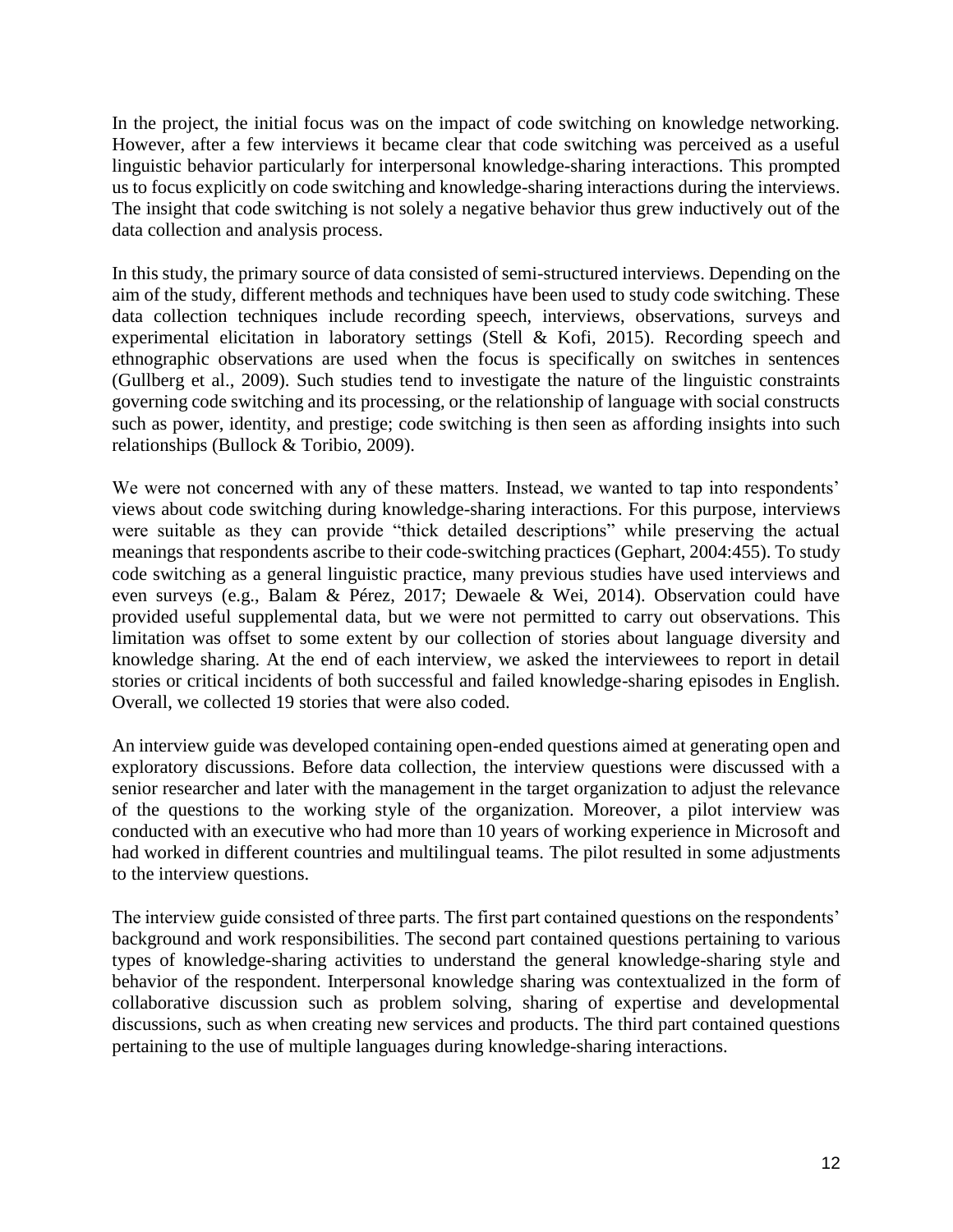In the project, the initial focus was on the impact of code switching on knowledge networking. However, after a few interviews it became clear that code switching was perceived as a useful linguistic behavior particularly for interpersonal knowledge-sharing interactions. This prompted us to focus explicitly on code switching and knowledge-sharing interactions during the interviews. The insight that code switching is not solely a negative behavior thus grew inductively out of the data collection and analysis process.

In this study, the primary source of data consisted of semi-structured interviews. Depending on the aim of the study, different methods and techniques have been used to study code switching. These data collection techniques include recording speech, interviews, observations, surveys and experimental elicitation in laboratory settings (Stell & Kofi, 2015). Recording speech and ethnographic observations are used when the focus is specifically on switches in sentences (Gullberg et al., 2009). Such studies tend to investigate the nature of the linguistic constraints governing code switching and its processing, or the relationship of language with social constructs such as power, identity, and prestige; code switching is then seen as affording insights into such relationships (Bullock & Toribio, 2009).

We were not concerned with any of these matters. Instead, we wanted to tap into respondents' views about code switching during knowledge-sharing interactions. For this purpose, interviews were suitable as they can provide "thick detailed descriptions" while preserving the actual meanings that respondents ascribe to their code-switching practices (Gephart, 2004:455). To study code switching as a general linguistic practice, many previous studies have used interviews and even surveys (e.g., Balam & Pérez, 2017; Dewaele & Wei, 2014). Observation could have provided useful supplemental data, but we were not permitted to carry out observations. This limitation was offset to some extent by our collection of stories about language diversity and knowledge sharing. At the end of each interview, we asked the interviewees to report in detail stories or critical incidents of both successful and failed knowledge-sharing episodes in English. Overall, we collected 19 stories that were also coded.

An interview guide was developed containing open-ended questions aimed at generating open and exploratory discussions. Before data collection, the interview questions were discussed with a senior researcher and later with the management in the target organization to adjust the relevance of the questions to the working style of the organization. Moreover, a pilot interview was conducted with an executive who had more than 10 years of working experience in Microsoft and had worked in different countries and multilingual teams. The pilot resulted in some adjustments to the interview questions.

The interview guide consisted of three parts. The first part contained questions on the respondents' background and work responsibilities. The second part contained questions pertaining to various types of knowledge-sharing activities to understand the general knowledge-sharing style and behavior of the respondent. Interpersonal knowledge sharing was contextualized in the form of collaborative discussion such as problem solving, sharing of expertise and developmental discussions, such as when creating new services and products. The third part contained questions pertaining to the use of multiple languages during knowledge-sharing interactions.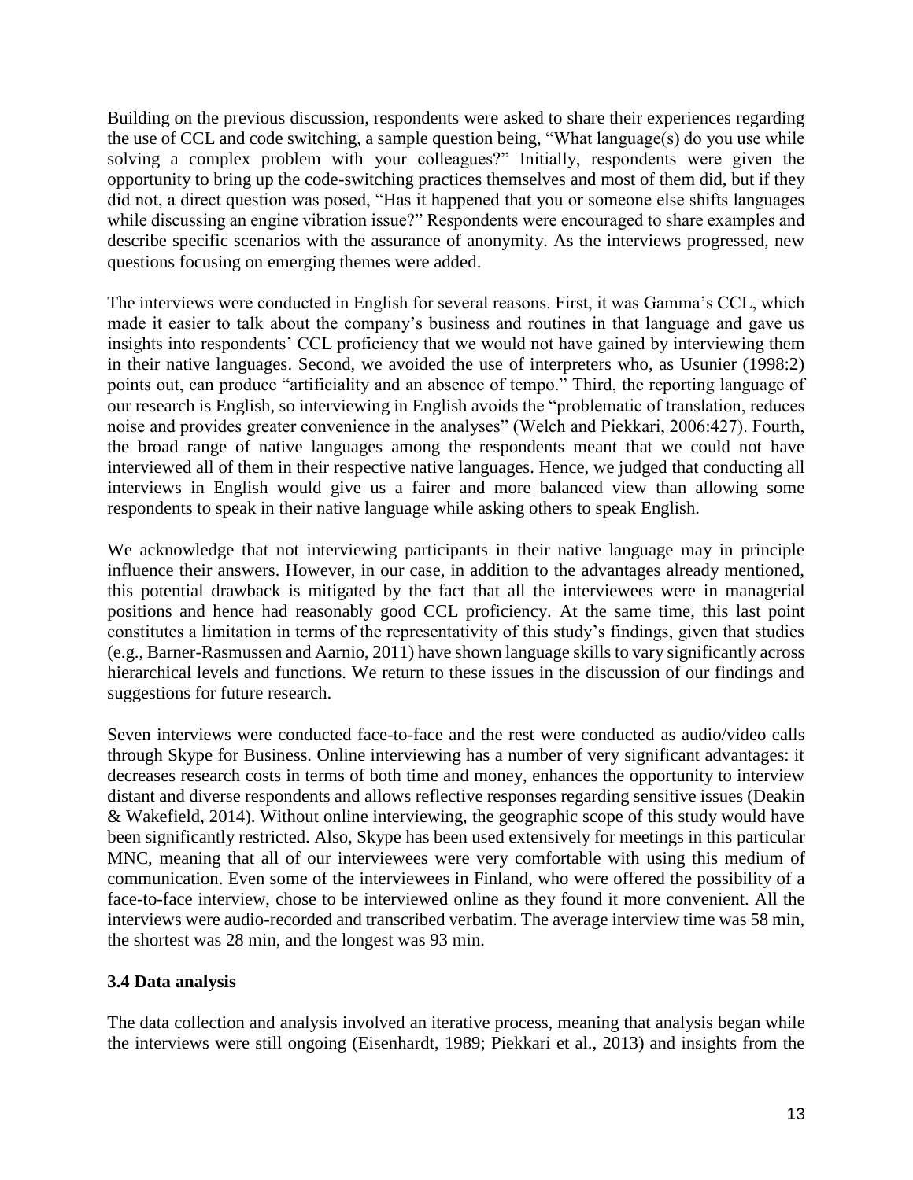Building on the previous discussion, respondents were asked to share their experiences regarding the use of CCL and code switching, a sample question being, "What language(s) do you use while solving a complex problem with your colleagues?" Initially, respondents were given the opportunity to bring up the code-switching practices themselves and most of them did, but if they did not, a direct question was posed, "Has it happened that you or someone else shifts languages while discussing an engine vibration issue?" Respondents were encouraged to share examples and describe specific scenarios with the assurance of anonymity. As the interviews progressed, new questions focusing on emerging themes were added.

The interviews were conducted in English for several reasons. First, it was Gamma's CCL, which made it easier to talk about the company's business and routines in that language and gave us insights into respondents' CCL proficiency that we would not have gained by interviewing them in their native languages. Second, we avoided the use of interpreters who, as Usunier (1998:2) points out, can produce "artificiality and an absence of tempo." Third, the reporting language of our research is English, so interviewing in English avoids the "problematic of translation, reduces noise and provides greater convenience in the analyses" (Welch and Piekkari, 2006:427). Fourth, the broad range of native languages among the respondents meant that we could not have interviewed all of them in their respective native languages. Hence, we judged that conducting all interviews in English would give us a fairer and more balanced view than allowing some respondents to speak in their native language while asking others to speak English.

We acknowledge that not interviewing participants in their native language may in principle influence their answers. However, in our case, in addition to the advantages already mentioned, this potential drawback is mitigated by the fact that all the interviewees were in managerial positions and hence had reasonably good CCL proficiency. At the same time, this last point constitutes a limitation in terms of the representativity of this study's findings, given that studies (e.g., Barner-Rasmussen and Aarnio, 2011) have shown language skills to vary significantly across hierarchical levels and functions. We return to these issues in the discussion of our findings and suggestions for future research.

Seven interviews were conducted face-to-face and the rest were conducted as audio/video calls through Skype for Business. Online interviewing has a number of very significant advantages: it decreases research costs in terms of both time and money, enhances the opportunity to interview distant and diverse respondents and allows reflective responses regarding sensitive issues (Deakin & Wakefield, 2014). Without online interviewing, the geographic scope of this study would have been significantly restricted. Also, Skype has been used extensively for meetings in this particular MNC, meaning that all of our interviewees were very comfortable with using this medium of communication. Even some of the interviewees in Finland, who were offered the possibility of a face-to-face interview, chose to be interviewed online as they found it more convenient. All the interviews were audio-recorded and transcribed verbatim. The average interview time was 58 min, the shortest was 28 min, and the longest was 93 min.

### 3.4 Data analysis

The data collection and analysis involved an iterative process, meaning that analysis began while the interviews were still ongoing (Eisenhardt, 1989; Piekkari et al., 2013) and insights from the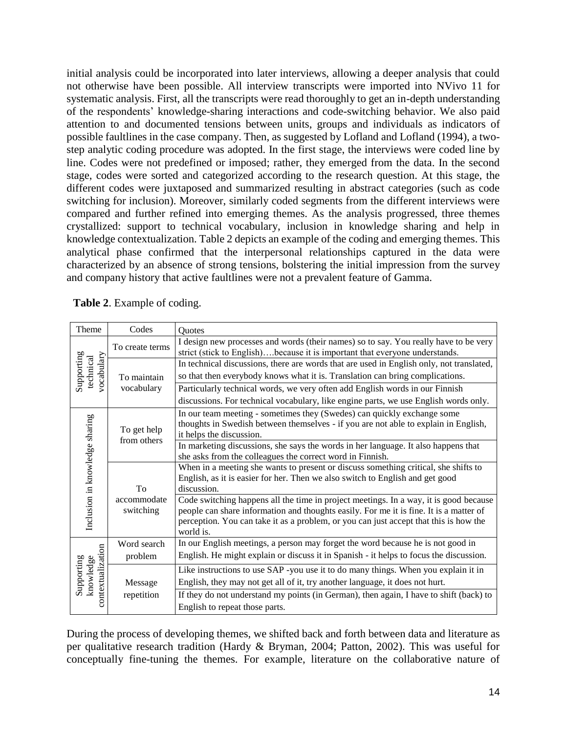initial analysis could be incorporated into later interviews, allowing a deeper analysis that could not otherwise have been possible. All interview transcripts were imported into NVivo 11 for systematic analysis. First, all the transcripts were read thoroughly to get an in-depth understanding of the respondents' knowledge-sharing interactions and code-switching behavior. We also paid attention to and documented tensions between units, groups and individuals as indicators of possible faultlines in the case company. Then, as suggested by Lofland and Lofland (1994), a two-step analytic coding procedure was adopted. In the first stage, the interviews were coded line by line. Codes were not predefined or imposed; rather, they emerged from the data. In the second stage, codes were sorted and categorized according to the research question. At this stage, the different codes were juxtaposed and summarized resulting in abstract categories (such as code switching for inclusion). Moreover, similarly coded segments from the different interviews were compared and further refined into emerging themes. As the analysis progressed, three themes crystallized: support to technical vocabulary, inclusion in knowledge sharing and help in knowledge contextualization. Table 2 depicts an example of the coding and emerging themes. This analytical phase confirmed that the interpersonal relationships captured in the data were characterized by an absence of strong tensions, bolstering the initial impression from the survey and company history that active faultlines were not a prevalent feature of Gamma.

**Table 2**. Example of coding.

| Theme | Codes | Quotes |
|---|---|---|
| Supporting technical vocabulary | To create terms | I design new processes and words (their names) so to say. You really have to be very strict (stick to English)….because it is important that everyone understands. |
| | To maintain vocabulary | In technical discussions, there are words that are used in English only, not translated, so that then everybody knows what it is. Translation can bring complications. |
| | | Particularly technical words, we very often add English words in our Finnish discussions. For technical vocabulary, like engine parts, we use English words only. |
| Inclusion in knowledge sharing | To get help from others | In our team meeting - sometimes they (Swedes) can quickly exchange some thoughts in Swedish between themselves - if you are not able to explain in English, it helps the discussion. |
| | | In marketing discussions, she says the words in her language. It also happens that she asks from the colleagues the correct word in Finnish. |
| | To accommodate switching | When in a meeting she wants to present or discuss something critical, she shifts to English, as it is easier for her. Then we also switch to English and get good discussion. |
| | | Code switching happens all the time in project meetings. In a way, it is good because people can share information and thoughts easily. For me it is fine. It is a matter of perception. You can take it as a problem, or you can just accept that this is how the world is. |
| Supporting knowledge contextualization | Word search problem | In our English meetings, a person may forget the word because he is not good in English. He might explain or discuss it in Spanish - it helps to focus the discussion. |
| | Message repetition | Like instructions to use SAP -you use it to do many things. When you explain it in English, they may not get all of it, try another language, it does not hurt. |
| | | If they do not understand my points (in German), then again, I have to shift (back) to English to repeat those parts. |

During the process of developing themes, we shifted back and forth between data and literature as per qualitative research tradition (Hardy & Bryman, 2004; Patton, 2002). This was useful for conceptually fine-tuning the themes. For example, literature on the collaborative nature of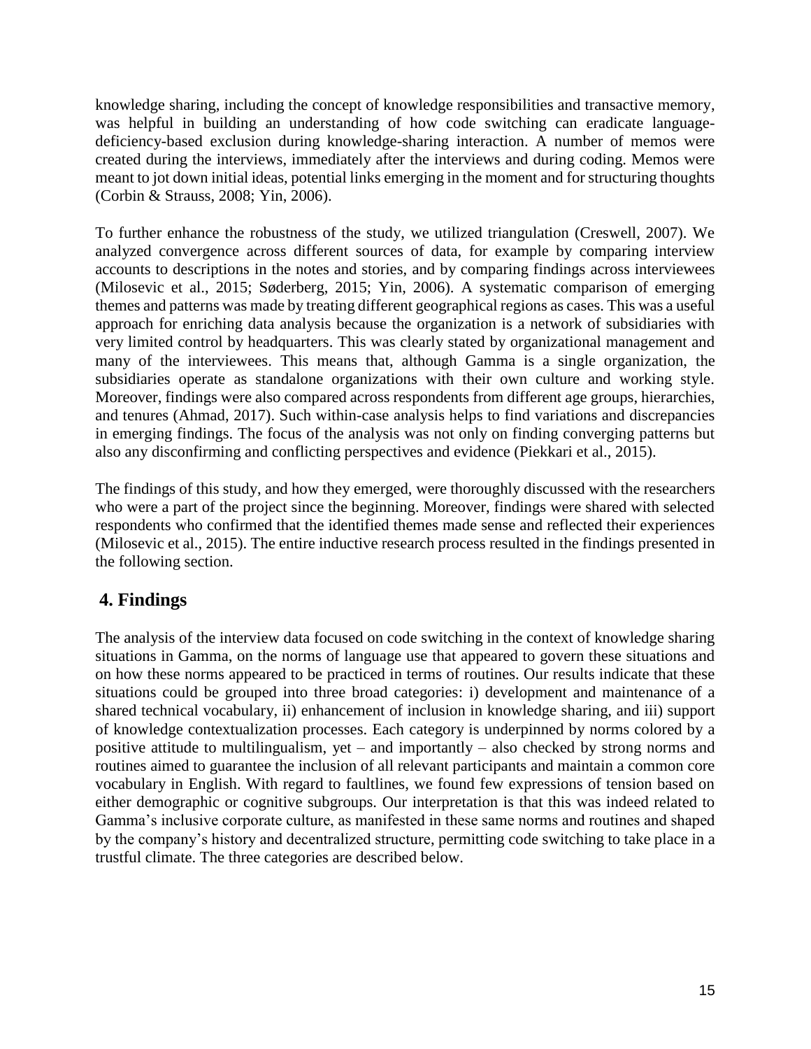knowledge sharing, including the concept of knowledge responsibilities and transactive memory, was helpful in building an understanding of how code switching can eradicate language-deficiency-based exclusion during knowledge-sharing interaction. A number of memos were created during the interviews, immediately after the interviews and during coding. Memos were meant to jot down initial ideas, potential links emerging in the moment and for structuring thoughts (Corbin & Strauss, 2008; Yin, 2006).

To further enhance the robustness of the study, we utilized triangulation (Creswell, 2007). We analyzed convergence across different sources of data, for example by comparing interview accounts to descriptions in the notes and stories, and by comparing findings across interviewees (Milosevic et al., 2015; Søderberg, 2015; Yin, 2006). A systematic comparison of emerging themes and patterns was made by treating different geographical regions as cases. This was a useful approach for enriching data analysis because the organization is a network of subsidiaries with very limited control by headquarters. This was clearly stated by organizational management and many of the interviewees. This means that, although Gamma is a single organization, the subsidiaries operate as standalone organizations with their own culture and working style. Moreover, findings were also compared across respondents from different age groups, hierarchies, and tenures (Ahmad, 2017). Such within-case analysis helps to find variations and discrepancies in emerging findings. The focus of the analysis was not only on finding converging patterns but also any disconfirming and conflicting perspectives and evidence (Piekkari et al., 2015).

The findings of this study, and how they emerged, were thoroughly discussed with the researchers who were a part of the project since the beginning. Moreover, findings were shared with selected respondents who confirmed that the identified themes made sense and reflected their experiences (Milosevic et al., 2015). The entire inductive research process resulted in the findings presented in the following section.

## 4. Findings

The analysis of the interview data focused on code switching in the context of knowledge sharing situations in Gamma, on the norms of language use that appeared to govern these situations and on how these norms appeared to be practiced in terms of routines. Our results indicate that these situations could be grouped into three broad categories: i) development and maintenance of a shared technical vocabulary, ii) enhancement of inclusion in knowledge sharing, and iii) support of knowledge contextualization processes. Each category is underpinned by norms colored by a positive attitude to multilingualism, yet – and importantly – also checked by strong norms and routines aimed to guarantee the inclusion of all relevant participants and maintain a common core vocabulary in English. With regard to faultlines, we found few expressions of tension based on either demographic or cognitive subgroups. Our interpretation is that this was indeed related to Gamma's inclusive corporate culture, as manifested in these same norms and routines and shaped by the company's history and decentralized structure, permitting code switching to take place in a trustful climate. The three categories are described below.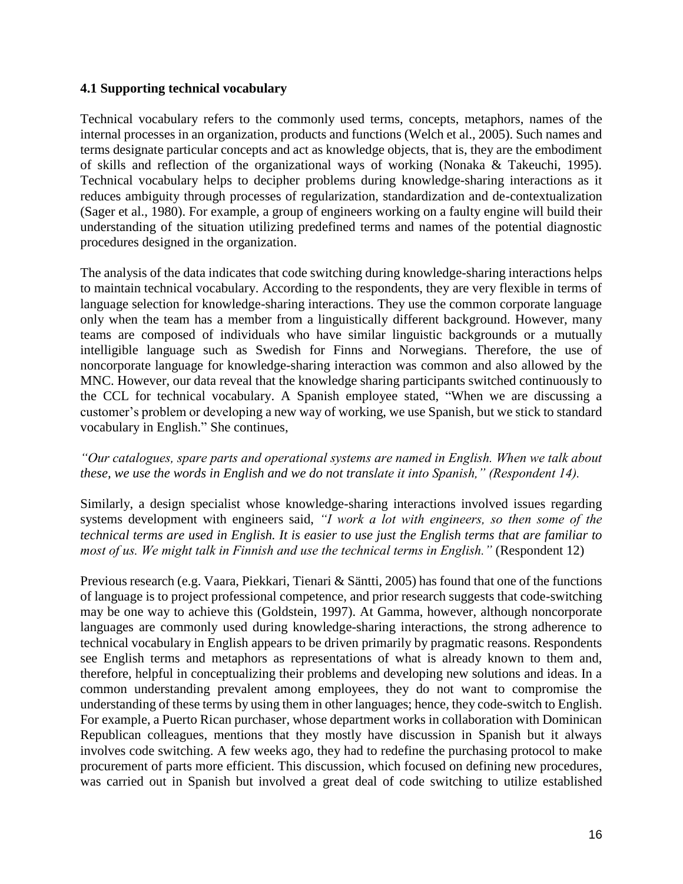### 4.1 Supporting technical vocabulary

Technical vocabulary refers to the commonly used terms, concepts, metaphors, names of the internal processes in an organization, products and functions (Welch et al., 2005). Such names and terms designate particular concepts and act as knowledge objects, that is, they are the embodiment of skills and reflection of the organizational ways of working (Nonaka & Takeuchi, 1995). Technical vocabulary helps to decipher problems during knowledge-sharing interactions as it reduces ambiguity through processes of regularization, standardization and de-contextualization (Sager et al., 1980). For example, a group of engineers working on a faulty engine will build their understanding of the situation utilizing predefined terms and names of the potential diagnostic procedures designed in the organization.

The analysis of the data indicates that code switching during knowledge-sharing interactions helps to maintain technical vocabulary. According to the respondents, they are very flexible in terms of language selection for knowledge-sharing interactions. They use the common corporate language only when the team has a member from a linguistically different background. However, many teams are composed of individuals who have similar linguistic backgrounds or a mutually intelligible language such as Swedish for Finns and Norwegians. Therefore, the use of noncorporate language for knowledge-sharing interaction was common and also allowed by the MNC. However, our data reveal that the knowledge sharing participants switched continuously to the CCL for technical vocabulary. A Spanish employee stated, "When we are discussing a customer's problem or developing a new way of working, we use Spanish, but we stick to standard vocabulary in English." She continues,

*"Our catalogues, spare parts and operational systems are named in English. When we talk about these, we use the words in English and we do not translate it into Spanish," (Respondent 14).*

Similarly, a design specialist whose knowledge-sharing interactions involved issues regarding systems development with engineers said, *"I work a lot with engineers, so then some of the technical terms are used in English. It is easier to use just the English terms that are familiar to most of us. We might talk in Finnish and use the technical terms in English."* (Respondent 12)

Previous research (e.g. Vaara, Piekkari, Tienari & Säntti, 2005) has found that one of the functions of language is to project professional competence, and prior research suggests that code-switching may be one way to achieve this (Goldstein, 1997). At Gamma, however, although noncorporate languages are commonly used during knowledge-sharing interactions, the strong adherence to technical vocabulary in English appears to be driven primarily by pragmatic reasons. Respondents see English terms and metaphors as representations of what is already known to them and, therefore, helpful in conceptualizing their problems and developing new solutions and ideas. In a common understanding prevalent among employees, they do not want to compromise the understanding of these terms by using them in other languages; hence, they code-switch to English. For example, a Puerto Rican purchaser, whose department works in collaboration with Dominican Republican colleagues, mentions that they mostly have discussion in Spanish but it always involves code switching. A few weeks ago, they had to redefine the purchasing protocol to make procurement of parts more efficient. This discussion, which focused on defining new procedures, was carried out in Spanish but involved a great deal of code switching to utilize established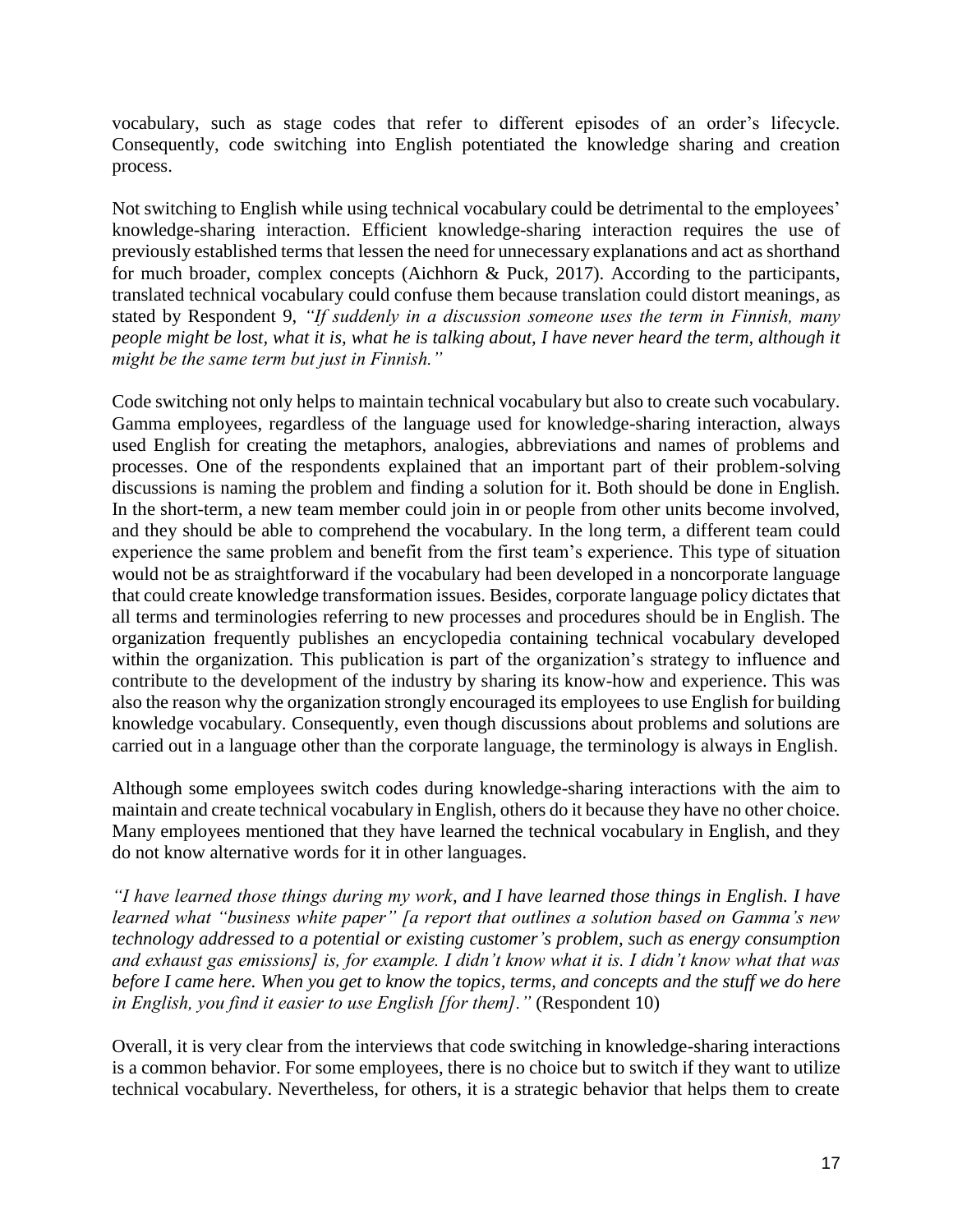vocabulary, such as stage codes that refer to different episodes of an order's lifecycle. Consequently, code switching into English potentiated the knowledge sharing and creation process.

Not switching to English while using technical vocabulary could be detrimental to the employees' knowledge-sharing interaction. Efficient knowledge-sharing interaction requires the use of previously established terms that lessen the need for unnecessary explanations and act as shorthand for much broader, complex concepts (Aichhorn & Puck, 2017). According to the participants, translated technical vocabulary could confuse them because translation could distort meanings, as stated by Respondent 9, *"If suddenly in a discussion someone uses the term in Finnish, many people might be lost, what it is, what he is talking about, I have never heard the term, although it might be the same term but just in Finnish."*

Code switching not only helps to maintain technical vocabulary but also to create such vocabulary. Gamma employees, regardless of the language used for knowledge-sharing interaction, always used English for creating the metaphors, analogies, abbreviations and names of problems and processes. One of the respondents explained that an important part of their problem-solving discussions is naming the problem and finding a solution for it. Both should be done in English. In the short-term, a new team member could join in or people from other units become involved, and they should be able to comprehend the vocabulary. In the long term, a different team could experience the same problem and benefit from the first team's experience. This type of situation would not be as straightforward if the vocabulary had been developed in a noncorporate language that could create knowledge transformation issues. Besides, corporate language policy dictates that all terms and terminologies referring to new processes and procedures should be in English. The organization frequently publishes an encyclopedia containing technical vocabulary developed within the organization. This publication is part of the organization's strategy to influence and contribute to the development of the industry by sharing its know-how and experience. This was also the reason why the organization strongly encouraged its employees to use English for building knowledge vocabulary. Consequently, even though discussions about problems and solutions are carried out in a language other than the corporate language, the terminology is always in English.

Although some employees switch codes during knowledge-sharing interactions with the aim to maintain and create technical vocabulary in English, others do it because they have no other choice. Many employees mentioned that they have learned the technical vocabulary in English, and they do not know alternative words for it in other languages.

*"I have learned those things during my work, and I have learned those things in English. I have learned what "business white paper" [a report that outlines a solution based on Gamma's new technology addressed to a potential or existing customer's problem, such as energy consumption and exhaust gas emissions] is, for example. I didn't know what it is. I didn't know what that was before I came here. When you get to know the topics, terms, and concepts and the stuff we do here in English, you find it easier to use English [for them]."* (Respondent 10)

Overall, it is very clear from the interviews that code switching in knowledge-sharing interactions is a common behavior. For some employees, there is no choice but to switch if they want to utilize technical vocabulary. Nevertheless, for others, it is a strategic behavior that helps them to create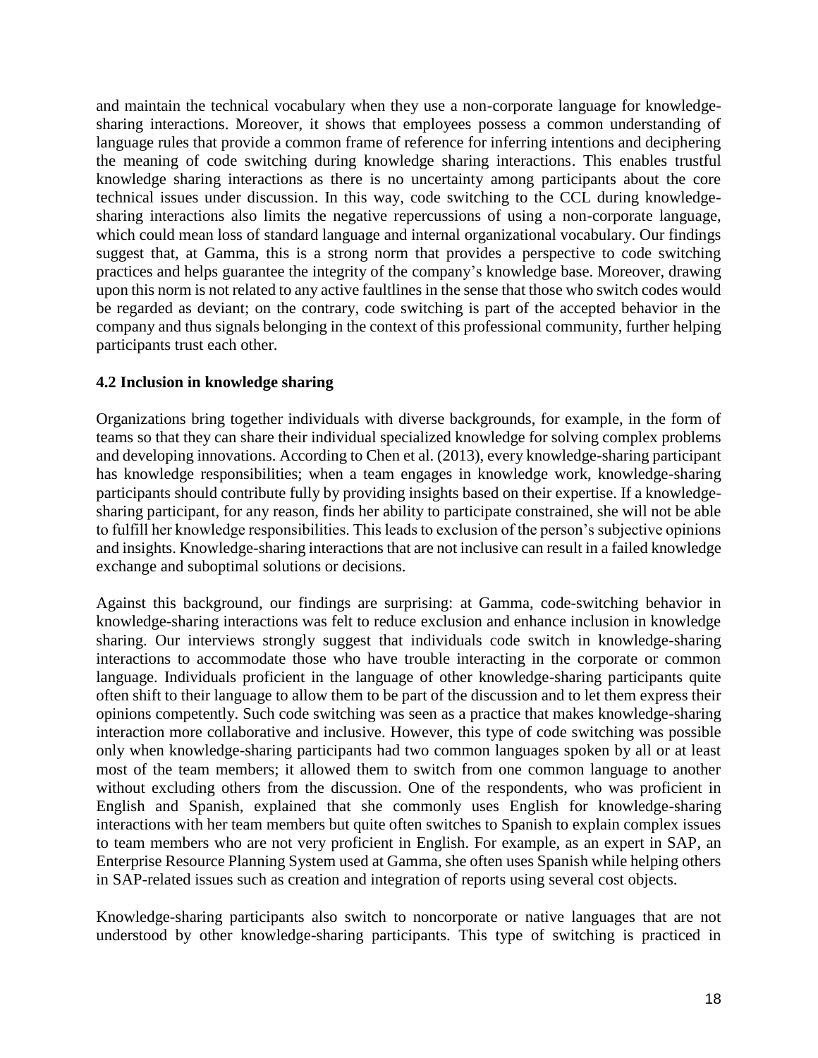and maintain the technical vocabulary when they use a non-corporate language for knowledge-sharing interactions. Moreover, it shows that employees possess a common understanding of language rules that provide a common frame of reference for inferring intentions and deciphering the meaning of code switching during knowledge sharing interactions. This enables trustful knowledge sharing interactions as there is no uncertainty among participants about the core technical issues under discussion. In this way, code switching to the CCL during knowledge-sharing interactions also limits the negative repercussions of using a non-corporate language, which could mean loss of standard language and internal organizational vocabulary. Our findings suggest that, at Gamma, this is a strong norm that provides a perspective to code switching practices and helps guarantee the integrity of the company's knowledge base. Moreover, drawing upon this norm is not related to any active faultlines in the sense that those who switch codes would be regarded as deviant; on the contrary, code switching is part of the accepted behavior in the company and thus signals belonging in the context of this professional community, further helping participants trust each other.

### 4.2 Inclusion in knowledge sharing

Organizations bring together individuals with diverse backgrounds, for example, in the form of teams so that they can share their individual specialized knowledge for solving complex problems and developing innovations. According to Chen et al. (2013), every knowledge-sharing participant has knowledge responsibilities; when a team engages in knowledge work, knowledge-sharing participants should contribute fully by providing insights based on their expertise. If a knowledge-sharing participant, for any reason, finds her ability to participate constrained, she will not be able to fulfill her knowledge responsibilities. This leads to exclusion of the person's subjective opinions and insights. Knowledge-sharing interactions that are not inclusive can result in a failed knowledge exchange and suboptimal solutions or decisions.

Against this background, our findings are surprising: at Gamma, code-switching behavior in knowledge-sharing interactions was felt to reduce exclusion and enhance inclusion in knowledge sharing. Our interviews strongly suggest that individuals code switch in knowledge-sharing interactions to accommodate those who have trouble interacting in the corporate or common language. Individuals proficient in the language of other knowledge-sharing participants quite often shift to their language to allow them to be part of the discussion and to let them express their opinions competently. Such code switching was seen as a practice that makes knowledge-sharing interaction more collaborative and inclusive. However, this type of code switching was possible only when knowledge-sharing participants had two common languages spoken by all or at least most of the team members; it allowed them to switch from one common language to another without excluding others from the discussion. One of the respondents, who was proficient in English and Spanish, explained that she commonly uses English for knowledge-sharing interactions with her team members but quite often switches to Spanish to explain complex issues to team members who are not very proficient in English. For example, as an expert in SAP, an Enterprise Resource Planning System used at Gamma, she often uses Spanish while helping others in SAP-related issues such as creation and integration of reports using several cost objects.

Knowledge-sharing participants also switch to noncorporate or native languages that are not understood by other knowledge-sharing participants. This type of switching is practiced in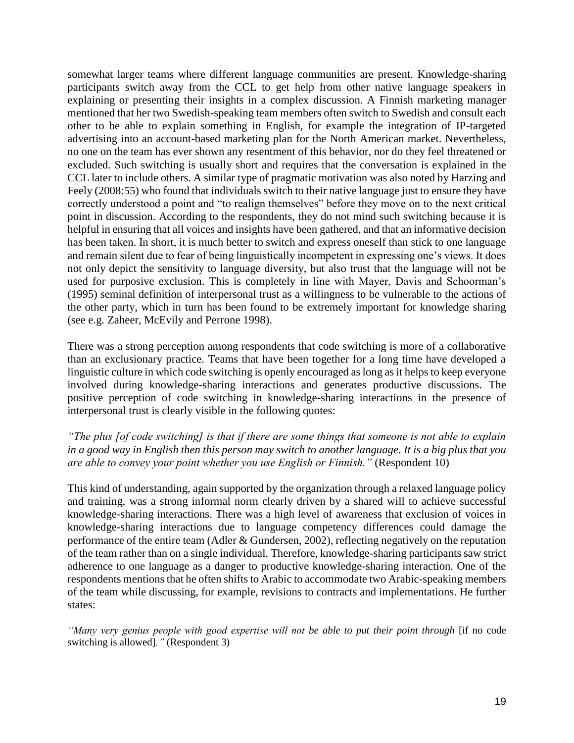somewhat larger teams where different language communities are present. Knowledge-sharing participants switch away from the CCL to get help from other native language speakers in explaining or presenting their insights in a complex discussion. A Finnish marketing manager mentioned that her two Swedish-speaking team members often switch to Swedish and consult each other to be able to explain something in English, for example the integration of IP-targeted advertising into an account-based marketing plan for the North American market. Nevertheless, no one on the team has ever shown any resentment of this behavior, nor do they feel threatened or excluded. Such switching is usually short and requires that the conversation is explained in the CCL later to include others. A similar type of pragmatic motivation was also noted by Harzing and Feely (2008:55) who found that individuals switch to their native language just to ensure they have correctly understood a point and "to realign themselves" before they move on to the next critical point in discussion. According to the respondents, they do not mind such switching because it is helpful in ensuring that all voices and insights have been gathered, and that an informative decision has been taken. In short, it is much better to switch and express oneself than stick to one language and remain silent due to fear of being linguistically incompetent in expressing one's views. It does not only depict the sensitivity to language diversity, but also trust that the language will not be used for purposive exclusion. This is completely in line with Mayer, Davis and Schoorman's (1995) seminal definition of interpersonal trust as a willingness to be vulnerable to the actions of the other party, which in turn has been found to be extremely important for knowledge sharing (see e.g. Zaheer, McEvily and Perrone 1998).

There was a strong perception among respondents that code switching is more of a collaborative than an exclusionary practice. Teams that have been together for a long time have developed a linguistic culture in which code switching is openly encouraged as long as it helps to keep everyone involved during knowledge-sharing interactions and generates productive discussions. The positive perception of code switching in knowledge-sharing interactions in the presence of interpersonal trust is clearly visible in the following quotes:

*"The plus [of code switching] is that if there are some things that someone is not able to explain in a good way in English then this person may switch to another language. It is a big plus that you are able to convey your point whether you use English or Finnish."* (Respondent 10)

This kind of understanding, again supported by the organization through a relaxed language policy and training, was a strong informal norm clearly driven by a shared will to achieve successful knowledge-sharing interactions. There was a high level of awareness that exclusion of voices in knowledge-sharing interactions due to language competency differences could damage the performance of the entire team (Adler & Gundersen, 2002), reflecting negatively on the reputation of the team rather than on a single individual. Therefore, knowledge-sharing participants saw strict adherence to one language as a danger to productive knowledge-sharing interaction. One of the respondents mentions that he often shifts to Arabic to accommodate two Arabic-speaking members of the team while discussing, for example, revisions to contracts and implementations. He further states:

*"Many very genius people with good expertise will not be able to put their point through* [if no code switching is allowed]*."* (Respondent 3)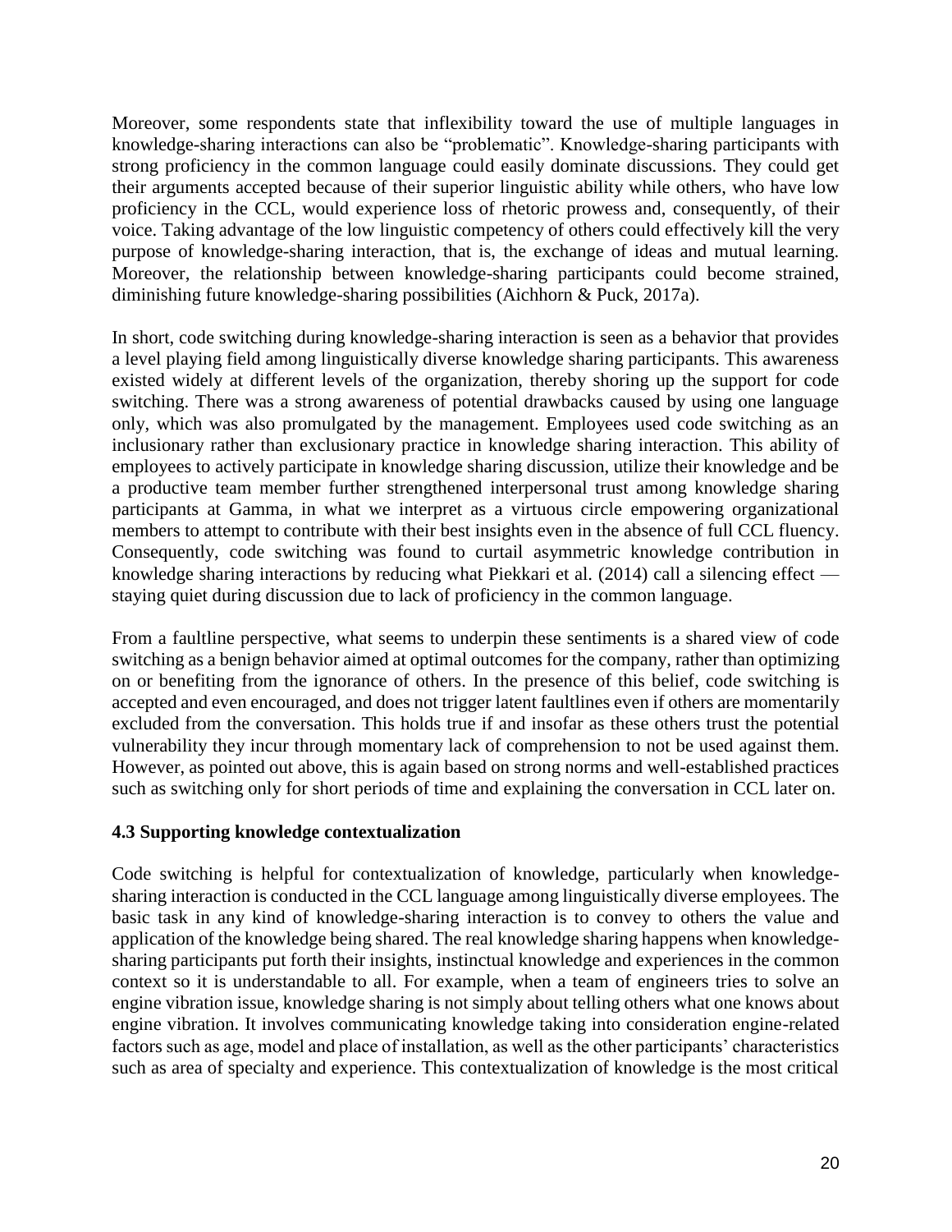Moreover, some respondents state that inflexibility toward the use of multiple languages in knowledge-sharing interactions can also be "problematic". Knowledge-sharing participants with strong proficiency in the common language could easily dominate discussions. They could get their arguments accepted because of their superior linguistic ability while others, who have low proficiency in the CCL, would experience loss of rhetoric prowess and, consequently, of their voice. Taking advantage of the low linguistic competency of others could effectively kill the very purpose of knowledge-sharing interaction, that is, the exchange of ideas and mutual learning. Moreover, the relationship between knowledge-sharing participants could become strained, diminishing future knowledge-sharing possibilities (Aichhorn & Puck, 2017a).

In short, code switching during knowledge-sharing interaction is seen as a behavior that provides a level playing field among linguistically diverse knowledge sharing participants. This awareness existed widely at different levels of the organization, thereby shoring up the support for code switching. There was a strong awareness of potential drawbacks caused by using one language only, which was also promulgated by the management. Employees used code switching as an inclusionary rather than exclusionary practice in knowledge sharing interaction. This ability of employees to actively participate in knowledge sharing discussion, utilize their knowledge and be a productive team member further strengthened interpersonal trust among knowledge sharing participants at Gamma, in what we interpret as a virtuous circle empowering organizational members to attempt to contribute with their best insights even in the absence of full CCL fluency. Consequently, code switching was found to curtail asymmetric knowledge contribution in knowledge sharing interactions by reducing what Piekkari et al. (2014) call a silencing effect — staying quiet during discussion due to lack of proficiency in the common language.

From a faultline perspective, what seems to underpin these sentiments is a shared view of code switching as a benign behavior aimed at optimal outcomes for the company, rather than optimizing on or benefiting from the ignorance of others. In the presence of this belief, code switching is accepted and even encouraged, and does not trigger latent faultlines even if others are momentarily excluded from the conversation. This holds true if and insofar as these others trust the potential vulnerability they incur through momentary lack of comprehension to not be used against them. However, as pointed out above, this is again based on strong norms and well-established practices such as switching only for short periods of time and explaining the conversation in CCL later on.

### 4.3 Supporting knowledge contextualization

Code switching is helpful for contextualization of knowledge, particularly when knowledge-sharing interaction is conducted in the CCL language among linguistically diverse employees. The basic task in any kind of knowledge-sharing interaction is to convey to others the value and application of the knowledge being shared. The real knowledge sharing happens when knowledge-sharing participants put forth their insights, instinctual knowledge and experiences in the common context so it is understandable to all. For example, when a team of engineers tries to solve an engine vibration issue, knowledge sharing is not simply about telling others what one knows about engine vibration. It involves communicating knowledge taking into consideration engine-related factors such as age, model and place of installation, as well as the other participants' characteristics such as area of specialty and experience. This contextualization of knowledge is the most critical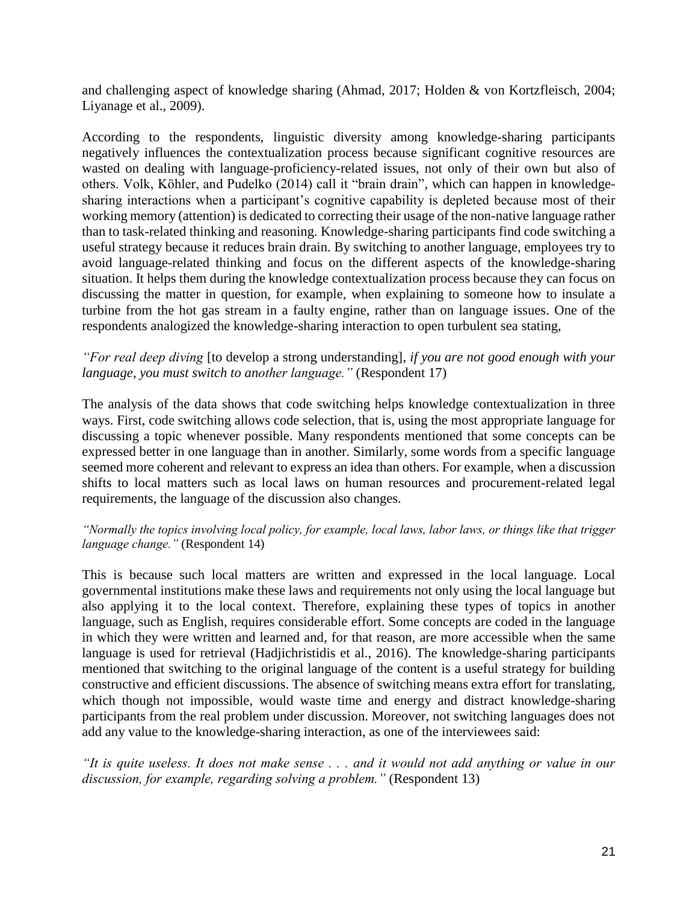and challenging aspect of knowledge sharing (Ahmad, 2017; Holden & von Kortzfleisch, 2004; Liyanage et al., 2009).

According to the respondents, linguistic diversity among knowledge-sharing participants negatively influences the contextualization process because significant cognitive resources are wasted on dealing with language-proficiency-related issues, not only of their own but also of others. Volk, Köhler, and Pudelko (2014) call it "brain drain", which can happen in knowledge-sharing interactions when a participant's cognitive capability is depleted because most of their working memory (attention) is dedicated to correcting their usage of the non-native language rather than to task-related thinking and reasoning. Knowledge-sharing participants find code switching a useful strategy because it reduces brain drain. By switching to another language, employees try to avoid language-related thinking and focus on the different aspects of the knowledge-sharing situation. It helps them during the knowledge contextualization process because they can focus on discussing the matter in question, for example, when explaining to someone how to insulate a turbine from the hot gas stream in a faulty engine, rather than on language issues. One of the respondents analogized the knowledge-sharing interaction to open turbulent sea stating,

*"For real deep diving* [to develop a strong understanding]*, if you are not good enough with your language, you must switch to another language."* (Respondent 17)

The analysis of the data shows that code switching helps knowledge contextualization in three ways. First, code switching allows code selection, that is, using the most appropriate language for discussing a topic whenever possible. Many respondents mentioned that some concepts can be expressed better in one language than in another. Similarly, some words from a specific language seemed more coherent and relevant to express an idea than others. For example, when a discussion shifts to local matters such as local laws on human resources and procurement-related legal requirements, the language of the discussion also changes.

*"Normally the topics involving local policy, for example, local laws, labor laws, or things like that trigger language change."* (Respondent 14)

This is because such local matters are written and expressed in the local language. Local governmental institutions make these laws and requirements not only using the local language but also applying it to the local context. Therefore, explaining these types of topics in another language, such as English, requires considerable effort. Some concepts are coded in the language in which they were written and learned and, for that reason, are more accessible when the same language is used for retrieval (Hadjichristidis et al., 2016). The knowledge-sharing participants mentioned that switching to the original language of the content is a useful strategy for building constructive and efficient discussions. The absence of switching means extra effort for translating, which though not impossible, would waste time and energy and distract knowledge-sharing participants from the real problem under discussion. Moreover, not switching languages does not add any value to the knowledge-sharing interaction, as one of the interviewees said:

*"It is quite useless. It does not make sense . . . and it would not add anything or value in our discussion, for example, regarding solving a problem."* (Respondent 13)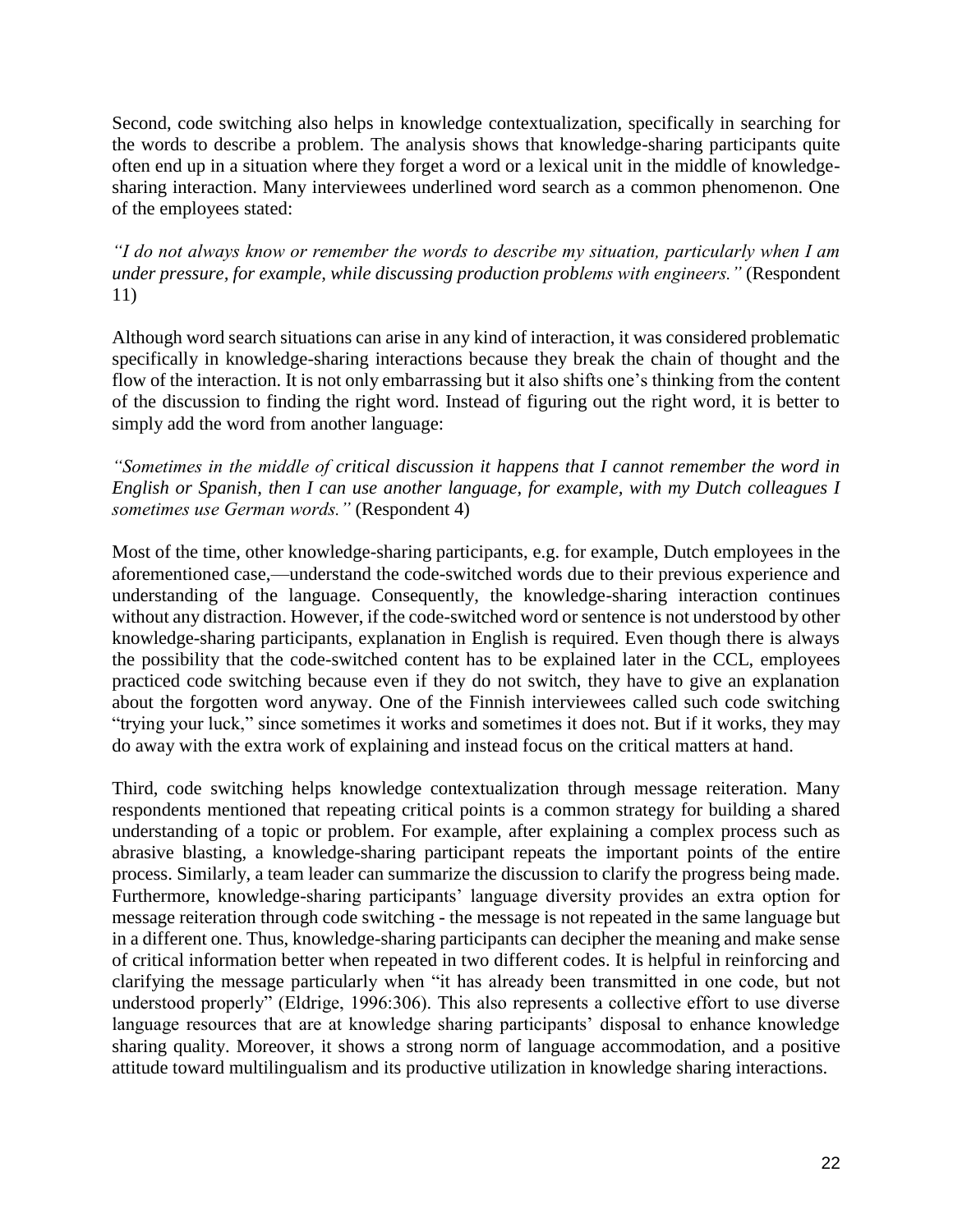Second, code switching also helps in knowledge contextualization, specifically in searching for the words to describe a problem. The analysis shows that knowledge-sharing participants quite often end up in a situation where they forget a word or a lexical unit in the middle of knowledge-sharing interaction. Many interviewees underlined word search as a common phenomenon. One of the employees stated:

*"I do not always know or remember the words to describe my situation, particularly when I am under pressure, for example, while discussing production problems with engineers."* (Respondent 11)

Although word search situations can arise in any kind of interaction, it was considered problematic specifically in knowledge-sharing interactions because they break the chain of thought and the flow of the interaction. It is not only embarrassing but it also shifts one's thinking from the content of the discussion to finding the right word. Instead of figuring out the right word, it is better to simply add the word from another language:

*"Sometimes in the middle of critical discussion it happens that I cannot remember the word in English or Spanish, then I can use another language, for example, with my Dutch colleagues I sometimes use German words."* (Respondent 4)

Most of the time, other knowledge-sharing participants, e.g. for example, Dutch employees in the aforementioned case,—understand the code-switched words due to their previous experience and understanding of the language. Consequently, the knowledge-sharing interaction continues without any distraction. However, if the code-switched word or sentence is not understood by other knowledge-sharing participants, explanation in English is required. Even though there is always the possibility that the code-switched content has to be explained later in the CCL, employees practiced code switching because even if they do not switch, they have to give an explanation about the forgotten word anyway. One of the Finnish interviewees called such code switching "trying your luck," since sometimes it works and sometimes it does not. But if it works, they may do away with the extra work of explaining and instead focus on the critical matters at hand.

Third, code switching helps knowledge contextualization through message reiteration. Many respondents mentioned that repeating critical points is a common strategy for building a shared understanding of a topic or problem. For example, after explaining a complex process such as abrasive blasting, a knowledge-sharing participant repeats the important points of the entire process. Similarly, a team leader can summarize the discussion to clarify the progress being made. Furthermore, knowledge-sharing participants' language diversity provides an extra option for message reiteration through code switching - the message is not repeated in the same language but in a different one. Thus, knowledge-sharing participants can decipher the meaning and make sense of critical information better when repeated in two different codes. It is helpful in reinforcing and clarifying the message particularly when "it has already been transmitted in one code, but not understood properly" (Eldrige, 1996:306). This also represents a collective effort to use diverse language resources that are at knowledge sharing participants' disposal to enhance knowledge sharing quality. Moreover, it shows a strong norm of language accommodation, and a positive attitude toward multilingualism and its productive utilization in knowledge sharing interactions.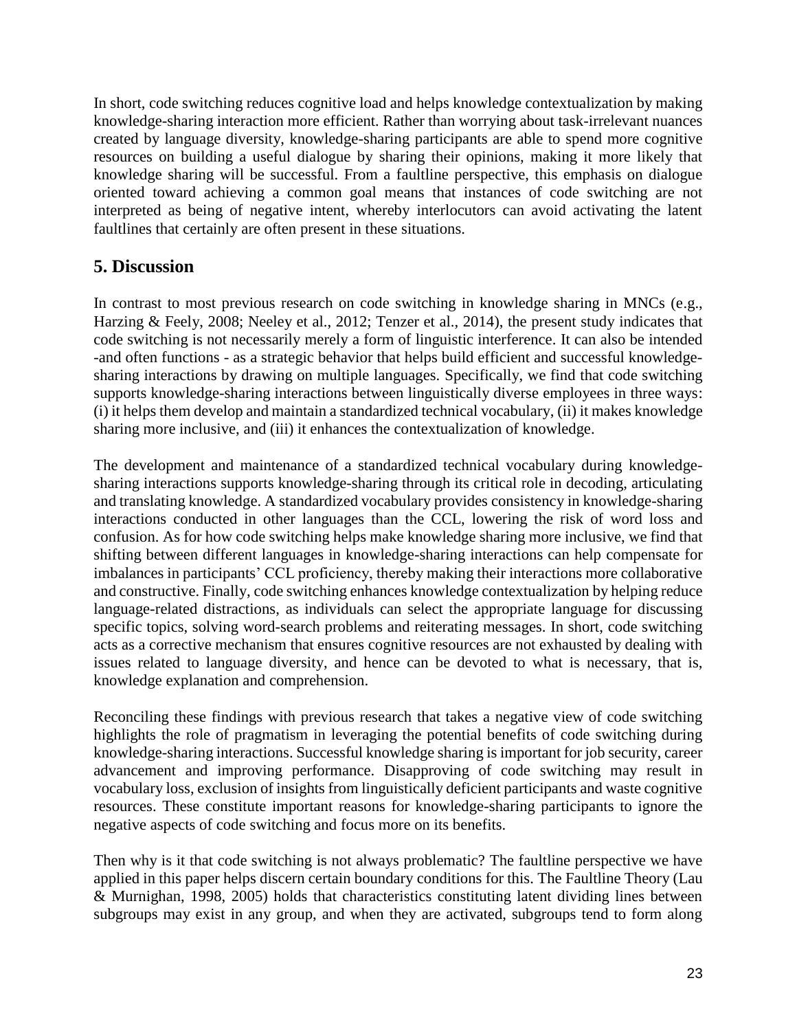In short, code switching reduces cognitive load and helps knowledge contextualization by making knowledge-sharing interaction more efficient. Rather than worrying about task-irrelevant nuances created by language diversity, knowledge-sharing participants are able to spend more cognitive resources on building a useful dialogue by sharing their opinions, making it more likely that knowledge sharing will be successful. From a faultline perspective, this emphasis on dialogue oriented toward achieving a common goal means that instances of code switching are not interpreted as being of negative intent, whereby interlocutors can avoid activating the latent faultlines that certainly are often present in these situations.

## 5. Discussion

In contrast to most previous research on code switching in knowledge sharing in MNCs (e.g., Harzing & Feely, 2008; Neeley et al., 2012; Tenzer et al., 2014), the present study indicates that code switching is not necessarily merely a form of linguistic interference. It can also be intended -and often functions - as a strategic behavior that helps build efficient and successful knowledge-sharing interactions by drawing on multiple languages. Specifically, we find that code switching supports knowledge-sharing interactions between linguistically diverse employees in three ways: (i) it helps them develop and maintain a standardized technical vocabulary, (ii) it makes knowledge sharing more inclusive, and (iii) it enhances the contextualization of knowledge.

The development and maintenance of a standardized technical vocabulary during knowledge-sharing interactions supports knowledge-sharing through its critical role in decoding, articulating and translating knowledge. A standardized vocabulary provides consistency in knowledge-sharing interactions conducted in other languages than the CCL, lowering the risk of word loss and confusion. As for how code switching helps make knowledge sharing more inclusive, we find that shifting between different languages in knowledge-sharing interactions can help compensate for imbalances in participants' CCL proficiency, thereby making their interactions more collaborative and constructive. Finally, code switching enhances knowledge contextualization by helping reduce language-related distractions, as individuals can select the appropriate language for discussing specific topics, solving word-search problems and reiterating messages. In short, code switching acts as a corrective mechanism that ensures cognitive resources are not exhausted by dealing with issues related to language diversity, and hence can be devoted to what is necessary, that is, knowledge explanation and comprehension.

Reconciling these findings with previous research that takes a negative view of code switching highlights the role of pragmatism in leveraging the potential benefits of code switching during knowledge-sharing interactions. Successful knowledge sharing is important for job security, career advancement and improving performance. Disapproving of code switching may result in vocabulary loss, exclusion of insights from linguistically deficient participants and waste cognitive resources. These constitute important reasons for knowledge-sharing participants to ignore the negative aspects of code switching and focus more on its benefits.

Then why is it that code switching is not always problematic? The faultline perspective we have applied in this paper helps discern certain boundary conditions for this. The Faultline Theory (Lau & Murnighan, 1998, 2005) holds that characteristics constituting latent dividing lines between subgroups may exist in any group, and when they are activated, subgroups tend to form along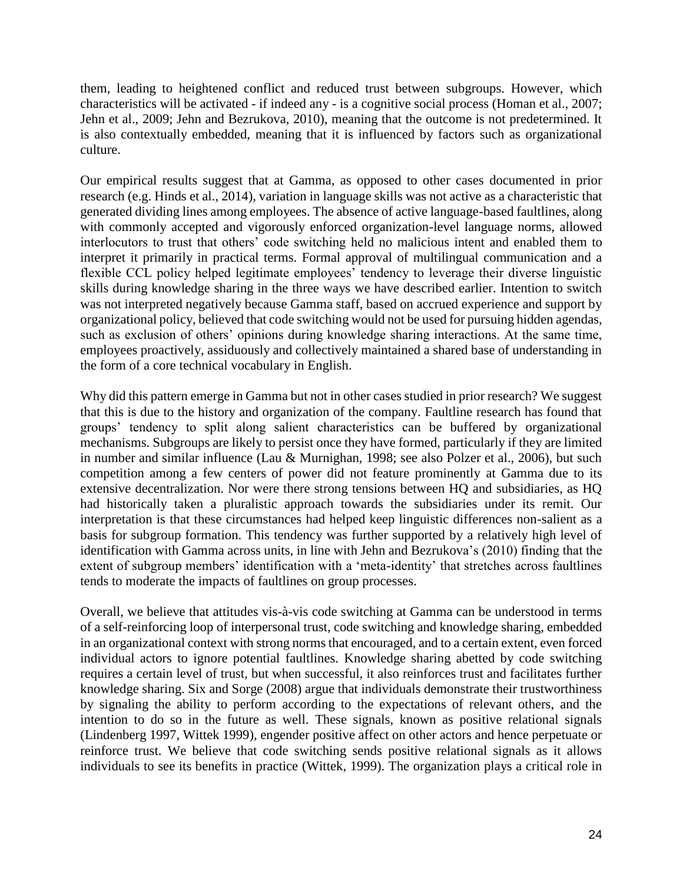them, leading to heightened conflict and reduced trust between subgroups. However, which characteristics will be activated - if indeed any - is a cognitive social process (Homan et al., 2007; Jehn et al., 2009; Jehn and Bezrukova, 2010), meaning that the outcome is not predetermined. It is also contextually embedded, meaning that it is influenced by factors such as organizational culture.

Our empirical results suggest that at Gamma, as opposed to other cases documented in prior research (e.g. Hinds et al., 2014), variation in language skills was not active as a characteristic that generated dividing lines among employees. The absence of active language-based faultlines, along with commonly accepted and vigorously enforced organization-level language norms, allowed interlocutors to trust that others' code switching held no malicious intent and enabled them to interpret it primarily in practical terms. Formal approval of multilingual communication and a flexible CCL policy helped legitimate employees' tendency to leverage their diverse linguistic skills during knowledge sharing in the three ways we have described earlier. Intention to switch was not interpreted negatively because Gamma staff, based on accrued experience and support by organizational policy, believed that code switching would not be used for pursuing hidden agendas, such as exclusion of others' opinions during knowledge sharing interactions. At the same time, employees proactively, assiduously and collectively maintained a shared base of understanding in the form of a core technical vocabulary in English.

Why did this pattern emerge in Gamma but not in other cases studied in prior research? We suggest that this is due to the history and organization of the company. Faultline research has found that groups' tendency to split along salient characteristics can be buffered by organizational mechanisms. Subgroups are likely to persist once they have formed, particularly if they are limited in number and similar influence (Lau & Murnighan, 1998; see also Polzer et al., 2006), but such competition among a few centers of power did not feature prominently at Gamma due to its extensive decentralization. Nor were there strong tensions between HQ and subsidiaries, as HQ had historically taken a pluralistic approach towards the subsidiaries under its remit. Our interpretation is that these circumstances had helped keep linguistic differences non-salient as a basis for subgroup formation. This tendency was further supported by a relatively high level of identification with Gamma across units, in line with Jehn and Bezrukova's (2010) finding that the extent of subgroup members' identification with a 'meta-identity' that stretches across faultlines tends to moderate the impacts of faultlines on group processes.

Overall, we believe that attitudes vis-à-vis code switching at Gamma can be understood in terms of a self-reinforcing loop of interpersonal trust, code switching and knowledge sharing, embedded in an organizational context with strong norms that encouraged, and to a certain extent, even forced individual actors to ignore potential faultlines. Knowledge sharing abetted by code switching requires a certain level of trust, but when successful, it also reinforces trust and facilitates further knowledge sharing. Six and Sorge (2008) argue that individuals demonstrate their trustworthiness by signaling the ability to perform according to the expectations of relevant others, and the intention to do so in the future as well. These signals, known as positive relational signals (Lindenberg 1997, Wittek 1999), engender positive affect on other actors and hence perpetuate or reinforce trust. We believe that code switching sends positive relational signals as it allows individuals to see its benefits in practice (Wittek, 1999). The organization plays a critical role in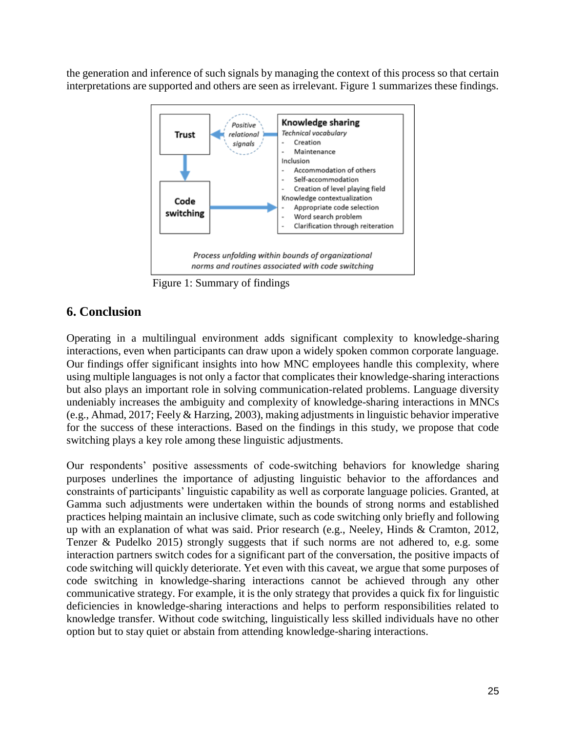the generation and inference of such signals by managing the context of this process so that certain interpretations are supported and others are seen as irrelevant. Figure 1 summarizes these findings.

Trust

Positive relational signals

Knowledge sharing
*Technical vocabulary*
- Creation
- Maintenance
Inclusion
- Accommodation of others
- Self-accommodation
- Creation of level playing field
Knowledge contextualization
- Appropriate code selection
- Word search problem
- Clarification through reiteration

Code switching

*Process unfolding within bounds of organizational norms and routines associated with code switching*

Figure 1: Summary of findings

## 6. Conclusion

Operating in a multilingual environment adds significant complexity to knowledge-sharing interactions, even when participants can draw upon a widely spoken common corporate language. Our findings offer significant insights into how MNC employees handle this complexity, where using multiple languages is not only a factor that complicates their knowledge-sharing interactions but also plays an important role in solving communication-related problems. Language diversity undeniably increases the ambiguity and complexity of knowledge-sharing interactions in MNCs (e.g., Ahmad, 2017; Feely & Harzing, 2003), making adjustments in linguistic behavior imperative for the success of these interactions. Based on the findings in this study, we propose that code switching plays a key role among these linguistic adjustments.

Our respondents' positive assessments of code-switching behaviors for knowledge sharing purposes underlines the importance of adjusting linguistic behavior to the affordances and constraints of participants' linguistic capability as well as corporate language policies. Granted, at Gamma such adjustments were undertaken within the bounds of strong norms and established practices helping maintain an inclusive climate, such as code switching only briefly and following up with an explanation of what was said. Prior research (e.g., Neeley, Hinds & Cramton, 2012, Tenzer & Pudelko 2015) strongly suggests that if such norms are not adhered to, e.g. some interaction partners switch codes for a significant part of the conversation, the positive impacts of code switching will quickly deteriorate. Yet even with this caveat, we argue that some purposes of code switching in knowledge-sharing interactions cannot be achieved through any other communicative strategy. For example, it is the only strategy that provides a quick fix for linguistic deficiencies in knowledge-sharing interactions and helps to perform responsibilities related to knowledge transfer. Without code switching, linguistically less skilled individuals have no other option but to stay quiet or abstain from attending knowledge-sharing interactions.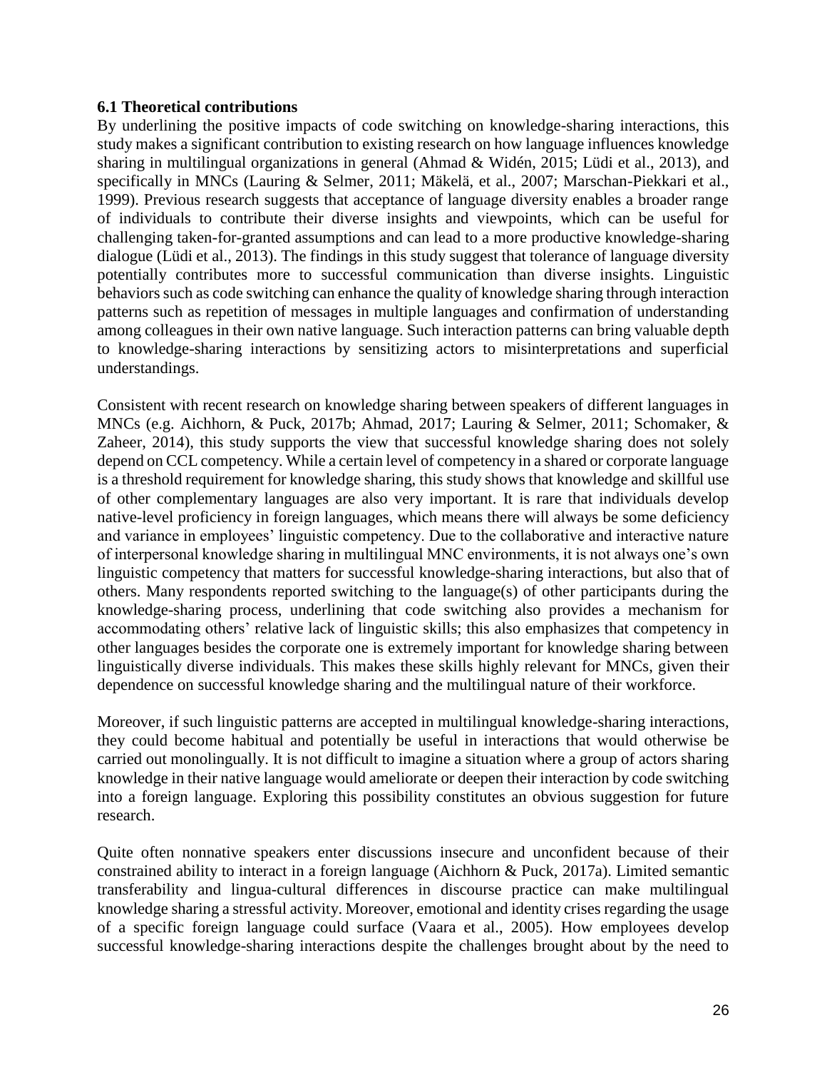### 6.1 Theoretical contributions

By underlining the positive impacts of code switching on knowledge-sharing interactions, this study makes a significant contribution to existing research on how language influences knowledge sharing in multilingual organizations in general (Ahmad & Widén, 2015; Lüdi et al., 2013), and specifically in MNCs (Lauring & Selmer, 2011; Mäkelä, et al., 2007; Marschan-Piekkari et al., 1999). Previous research suggests that acceptance of language diversity enables a broader range of individuals to contribute their diverse insights and viewpoints, which can be useful for challenging taken-for-granted assumptions and can lead to a more productive knowledge-sharing dialogue (Lüdi et al., 2013). The findings in this study suggest that tolerance of language diversity potentially contributes more to successful communication than diverse insights. Linguistic behaviors such as code switching can enhance the quality of knowledge sharing through interaction patterns such as repetition of messages in multiple languages and confirmation of understanding among colleagues in their own native language. Such interaction patterns can bring valuable depth to knowledge-sharing interactions by sensitizing actors to misinterpretations and superficial understandings.

Consistent with recent research on knowledge sharing between speakers of different languages in MNCs (e.g. Aichhorn, & Puck, 2017b; Ahmad, 2017; Lauring & Selmer, 2011; Schomaker, & Zaheer, 2014), this study supports the view that successful knowledge sharing does not solely depend on CCL competency. While a certain level of competency in a shared or corporate language is a threshold requirement for knowledge sharing, this study shows that knowledge and skillful use of other complementary languages are also very important. It is rare that individuals develop native-level proficiency in foreign languages, which means there will always be some deficiency and variance in employees' linguistic competency. Due to the collaborative and interactive nature of interpersonal knowledge sharing in multilingual MNC environments, it is not always one's own linguistic competency that matters for successful knowledge-sharing interactions, but also that of others. Many respondents reported switching to the language(s) of other participants during the knowledge-sharing process, underlining that code switching also provides a mechanism for accommodating others' relative lack of linguistic skills; this also emphasizes that competency in other languages besides the corporate one is extremely important for knowledge sharing between linguistically diverse individuals. This makes these skills highly relevant for MNCs, given their dependence on successful knowledge sharing and the multilingual nature of their workforce.

Moreover, if such linguistic patterns are accepted in multilingual knowledge-sharing interactions, they could become habitual and potentially be useful in interactions that would otherwise be carried out monolingually. It is not difficult to imagine a situation where a group of actors sharing knowledge in their native language would ameliorate or deepen their interaction by code switching into a foreign language. Exploring this possibility constitutes an obvious suggestion for future research.

Quite often nonnative speakers enter discussions insecure and unconfident because of their constrained ability to interact in a foreign language (Aichhorn & Puck, 2017a). Limited semantic transferability and lingua-cultural differences in discourse practice can make multilingual knowledge sharing a stressful activity. Moreover, emotional and identity crises regarding the usage of a specific foreign language could surface (Vaara et al., 2005). How employees develop successful knowledge-sharing interactions despite the challenges brought about by the need to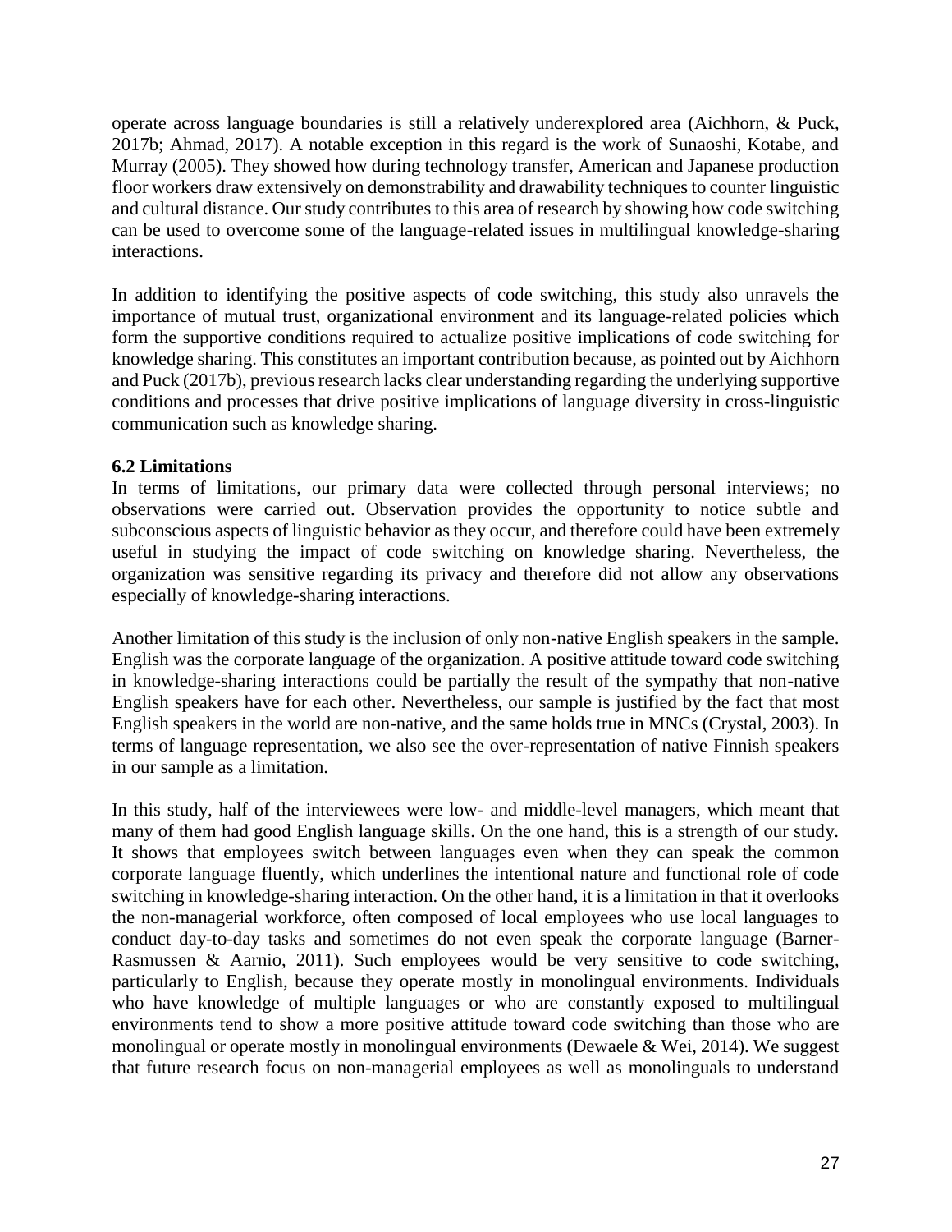operate across language boundaries is still a relatively underexplored area (Aichhorn, & Puck, 2017b; Ahmad, 2017). A notable exception in this regard is the work of Sunaoshi, Kotabe, and Murray (2005). They showed how during technology transfer, American and Japanese production floor workers draw extensively on demonstrability and drawability techniques to counter linguistic and cultural distance. Our study contributes to this area of research by showing how code switching can be used to overcome some of the language-related issues in multilingual knowledge-sharing interactions.

In addition to identifying the positive aspects of code switching, this study also unravels the importance of mutual trust, organizational environment and its language-related policies which form the supportive conditions required to actualize positive implications of code switching for knowledge sharing. This constitutes an important contribution because, as pointed out by Aichhorn and Puck (2017b), previous research lacks clear understanding regarding the underlying supportive conditions and processes that drive positive implications of language diversity in cross-linguistic communication such as knowledge sharing.

**6.2 Limitations**

In terms of limitations, our primary data were collected through personal interviews; no observations were carried out. Observation provides the opportunity to notice subtle and subconscious aspects of linguistic behavior as they occur, and therefore could have been extremely useful in studying the impact of code switching on knowledge sharing. Nevertheless, the organization was sensitive regarding its privacy and therefore did not allow any observations especially of knowledge-sharing interactions.

Another limitation of this study is the inclusion of only non-native English speakers in the sample. English was the corporate language of the organization. A positive attitude toward code switching in knowledge-sharing interactions could be partially the result of the sympathy that non-native English speakers have for each other. Nevertheless, our sample is justified by the fact that most English speakers in the world are non-native, and the same holds true in MNCs (Crystal, 2003). In terms of language representation, we also see the over-representation of native Finnish speakers in our sample as a limitation.

In this study, half of the interviewees were low- and middle-level managers, which meant that many of them had good English language skills. On the one hand, this is a strength of our study. It shows that employees switch between languages even when they can speak the common corporate language fluently, which underlines the intentional nature and functional role of code switching in knowledge-sharing interaction. On the other hand, it is a limitation in that it overlooks the non-managerial workforce, often composed of local employees who use local languages to conduct day-to-day tasks and sometimes do not even speak the corporate language (Barner-Rasmussen & Aarnio, 2011). Such employees would be very sensitive to code switching, particularly to English, because they operate mostly in monolingual environments. Individuals who have knowledge of multiple languages or who are constantly exposed to multilingual environments tend to show a more positive attitude toward code switching than those who are monolingual or operate mostly in monolingual environments (Dewaele & Wei, 2014). We suggest that future research focus on non-managerial employees as well as monolinguals to understand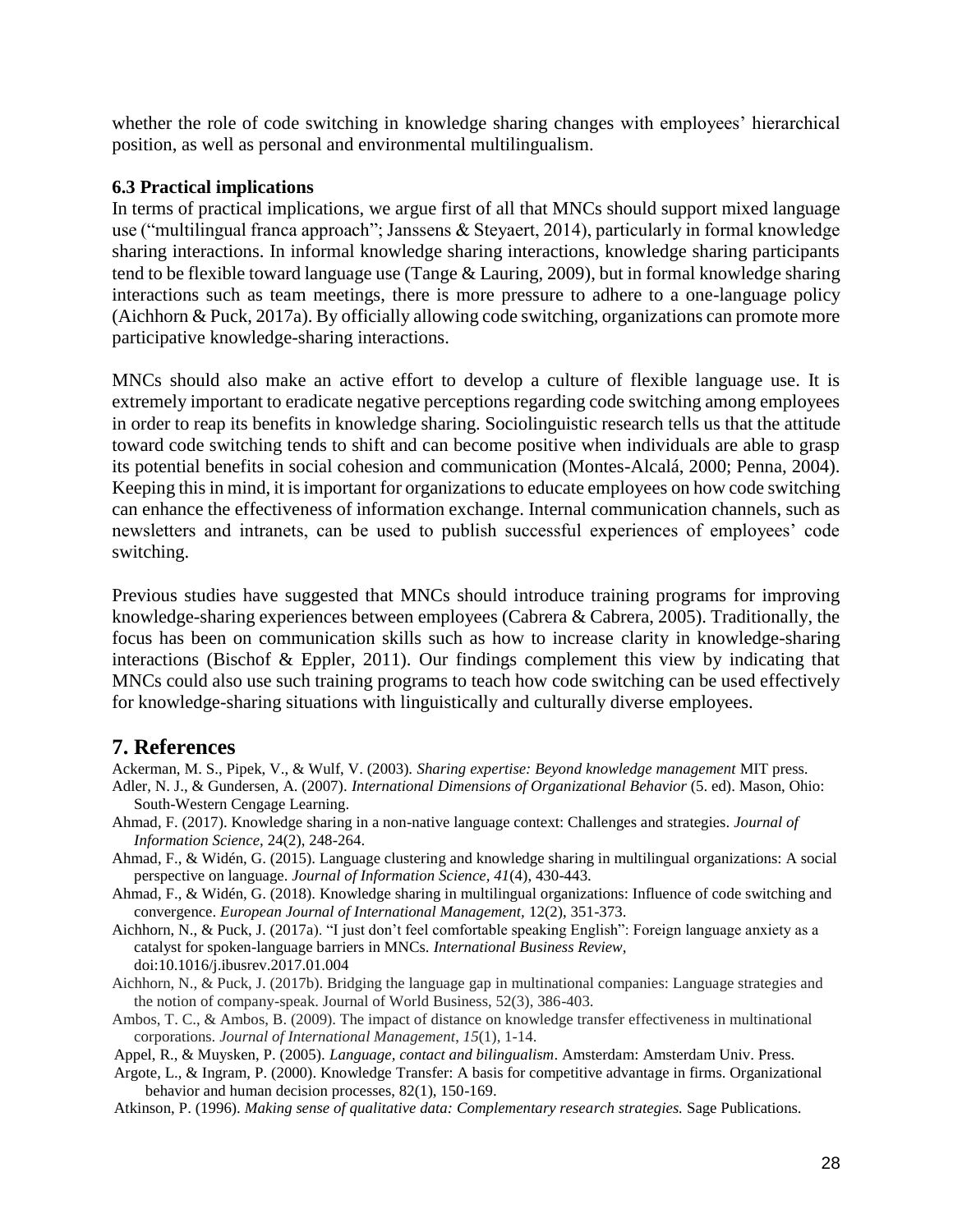whether the role of code switching in knowledge sharing changes with employees' hierarchical position, as well as personal and environmental multilingualism.

### 6.3 Practical implications

In terms of practical implications, we argue first of all that MNCs should support mixed language use ("multilingual franca approach"; Janssens & Steyaert, 2014), particularly in formal knowledge sharing interactions. In informal knowledge sharing interactions, knowledge sharing participants tend to be flexible toward language use (Tange & Lauring, 2009), but in formal knowledge sharing interactions such as team meetings, there is more pressure to adhere to a one-language policy (Aichhorn & Puck, 2017a). By officially allowing code switching, organizations can promote more participative knowledge-sharing interactions.

MNCs should also make an active effort to develop a culture of flexible language use. It is extremely important to eradicate negative perceptions regarding code switching among employees in order to reap its benefits in knowledge sharing. Sociolinguistic research tells us that the attitude toward code switching tends to shift and can become positive when individuals are able to grasp its potential benefits in social cohesion and communication (Montes-Alcalá, 2000; Penna, 2004). Keeping this in mind, it is important for organizations to educate employees on how code switching can enhance the effectiveness of information exchange. Internal communication channels, such as newsletters and intranets, can be used to publish successful experiences of employees' code switching.

Previous studies have suggested that MNCs should introduce training programs for improving knowledge-sharing experiences between employees (Cabrera & Cabrera, 2005). Traditionally, the focus has been on communication skills such as how to increase clarity in knowledge-sharing interactions (Bischof & Eppler, 2011). Our findings complement this view by indicating that MNCs could also use such training programs to teach how code switching can be used effectively for knowledge-sharing situations with linguistically and culturally diverse employees.

## 7. References

Ackerman, M. S., Pipek, V., & Wulf, V. (2003). *Sharing expertise: Beyond knowledge management* MIT press.

Adler, N. J., & Gundersen, A. (2007). *International Dimensions of Organizational Behavior* (5. ed). Mason, Ohio: South-Western Cengage Learning.

Ahmad, F. (2017). Knowledge sharing in a non-native language context: Challenges and strategies. *Journal of Information Science,* 24(2), 248-264.

Ahmad, F., & Widén, G. (2015). Language clustering and knowledge sharing in multilingual organizations: A social perspective on language. *Journal of Information Science, 41*(4), 430-443.

Ahmad, F., & Widén, G. (2018). Knowledge sharing in multilingual organizations: Influence of code switching and convergence. *European Journal of International Management,* 12(2), 351-373.

Aichhorn, N., & Puck, J. (2017a). "I just don't feel comfortable speaking English": Foreign language anxiety as a catalyst for spoken-language barriers in MNCs. *International Business Review*, doi:10.1016/j.ibusrev.2017.01.004

Aichhorn, N., & Puck, J. (2017b). Bridging the language gap in multinational companies: Language strategies and the notion of company-speak. Journal of World Business, 52(3), 386-403.

Ambos, T. C., & Ambos, B. (2009). The impact of distance on knowledge transfer effectiveness in multinational corporations. *Journal of International Management*, *15*(1), 1-14.

Appel, R., & Muysken, P. (2005). *Language, contact and bilingualism*. Amsterdam: Amsterdam Univ. Press.

Argote, L., & Ingram, P. (2000). Knowledge Transfer: A basis for competitive advantage in firms. Organizational behavior and human decision processes, 82(1), 150-169.

Atkinson, P. (1996). *Making sense of qualitative data: Complementary research strategies.* Sage Publications.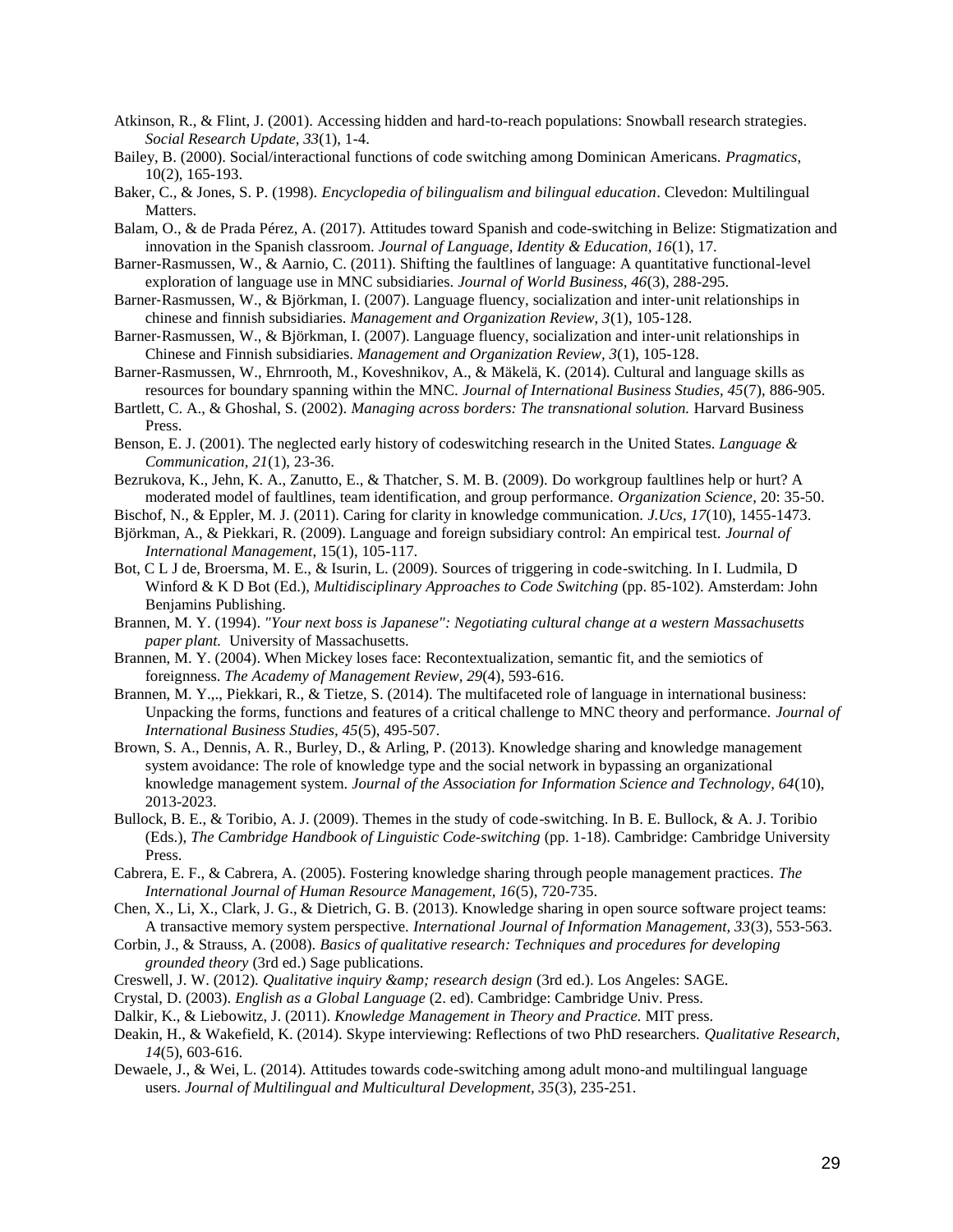Atkinson, R., & Flint, J. (2001). Accessing hidden and hard-to-reach populations: Snowball research strategies. *Social Research Update, 33*(1), 1-4.

Bailey, B. (2000). Social/interactional functions of code switching among Dominican Americans. *Pragmatics,* 10(2), 165-193.

Baker, C., & Jones, S. P. (1998). *Encyclopedia of bilingualism and bilingual education*. Clevedon: Multilingual Matters.

Balam, O., & de Prada Pérez, A. (2017). Attitudes toward Spanish and code-switching in Belize: Stigmatization and innovation in the Spanish classroom. *Journal of Language, Identity & Education, 16*(1), 17.

Barner-Rasmussen, W., & Aarnio, C. (2011). Shifting the faultlines of language: A quantitative functional-level exploration of language use in MNC subsidiaries. *Journal of World Business, 46*(3), 288-295.

Barner-Rasmussen, W., & Björkman, I. (2007). Language fluency, socialization and inter-unit relationships in chinese and finnish subsidiaries. *Management and Organization Review, 3*(1), 105-128.

Barner-Rasmussen, W., & Björkman, I. (2007). Language fluency, socialization and inter-unit relationships in Chinese and Finnish subsidiaries. *Management and Organization Review, 3*(1), 105-128.

Barner-Rasmussen, W., Ehrnrooth, M., Koveshnikov, A., & Mäkelä, K. (2014). Cultural and language skills as resources for boundary spanning within the MNC. *Journal of International Business Studies, 45*(7), 886-905.

Bartlett, C. A., & Ghoshal, S. (2002). *Managing across borders: The transnational solution.* Harvard Business Press.

Benson, E. J. (2001). The neglected early history of codeswitching research in the United States. *Language & Communication, 21*(1), 23-36.

Bezrukova, K., Jehn, K. A., Zanutto, E., & Thatcher, S. M. B. (2009). Do workgroup faultlines help or hurt? A moderated model of faultlines, team identification, and group performance. *Organization Science*, 20: 35-50.

Bischof, N., & Eppler, M. J. (2011). Caring for clarity in knowledge communication. *J.Ucs, 17*(10), 1455-1473.

Björkman, A., & Piekkari, R. (2009). Language and foreign subsidiary control: An empirical test. *Journal of International Management*, 15(1), 105-117.

Bot, C L J de, Broersma, M. E., & Isurin, L. (2009). Sources of triggering in code-switching. In I. Ludmila, D Winford & K D Bot (Ed.), *Multidisciplinary Approaches to Code Switching* (pp. 85-102). Amsterdam: John Benjamins Publishing.

Brannen, M. Y. (1994). *"Your next boss is Japanese": Negotiating cultural change at a western Massachusetts paper plant.* University of Massachusetts.

Brannen, M. Y. (2004). When Mickey loses face: Recontextualization, semantic fit, and the semiotics of foreignness. *The Academy of Management Review, 29*(4), 593-616.

Brannen, M. Y.,., Piekkari, R., & Tietze, S. (2014). The multifaceted role of language in international business: Unpacking the forms, functions and features of a critical challenge to MNC theory and performance. *Journal of International Business Studies, 45*(5), 495-507.

Brown, S. A., Dennis, A. R., Burley, D., & Arling, P. (2013). Knowledge sharing and knowledge management system avoidance: The role of knowledge type and the social network in bypassing an organizational knowledge management system. *Journal of the Association for Information Science and Technology, 64*(10), 2013-2023.

Bullock, B. E., & Toribio, A. J. (2009). Themes in the study of code-switching. In B. E. Bullock, & A. J. Toribio (Eds.), *The Cambridge Handbook of Linguistic Code-switching* (pp. 1-18). Cambridge: Cambridge University Press.

Cabrera, E. F., & Cabrera, A. (2005). Fostering knowledge sharing through people management practices. *The International Journal of Human Resource Management, 16*(5), 720-735.

Chen, X., Li, X., Clark, J. G., & Dietrich, G. B. (2013). Knowledge sharing in open source software project teams: A transactive memory system perspective. *International Journal of Information Management, 33*(3), 553-563.

Corbin, J., & Strauss, A. (2008). *Basics of qualitative research: Techniques and procedures for developing grounded theory* (3rd ed.) Sage publications.

Creswell, J. W. (2012). *Qualitative inquiry &amp; research design* (3rd ed.). Los Angeles: SAGE.

Crystal, D. (2003). *English as a Global Language* (2. ed). Cambridge: Cambridge Univ. Press.

Dalkir, K., & Liebowitz, J. (2011). *Knowledge Management in Theory and Practice.* MIT press.

Deakin, H., & Wakefield, K. (2014). Skype interviewing: Reflections of two PhD researchers. *Qualitative Research, 14*(5), 603-616.

Dewaele, J., & Wei, L. (2014). Attitudes towards code-switching among adult mono-and multilingual language users. *Journal of Multilingual and Multicultural Development, 35*(3), 235-251.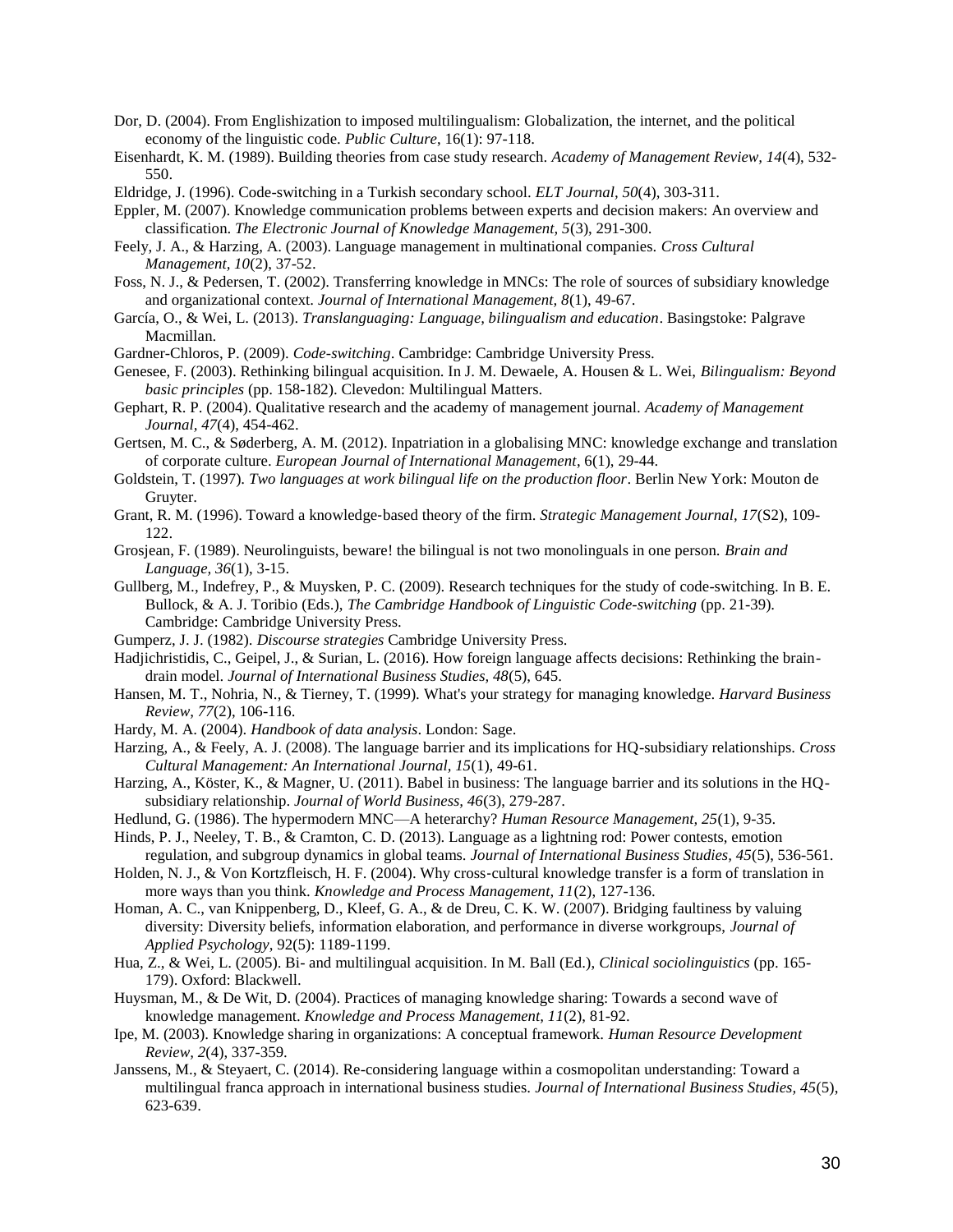Dor, D. (2004). From Englishization to imposed multilingualism: Globalization, the internet, and the political economy of the linguistic code. *Public Culture*, 16(1): 97-118.

Eisenhardt, K. M. (1989). Building theories from case study research. *Academy of Management Review, 14*(4), 532-550.

Eldridge, J. (1996). Code-switching in a Turkish secondary school. *ELT Journal, 50*(4), 303-311.

Eppler, M. (2007). Knowledge communication problems between experts and decision makers: An overview and classification. *The Electronic Journal of Knowledge Management, 5*(3), 291-300.

Feely, J. A., & Harzing, A. (2003). Language management in multinational companies. *Cross Cultural Management, 10*(2), 37-52.

Foss, N. J., & Pedersen, T. (2002). Transferring knowledge in MNCs: The role of sources of subsidiary knowledge and organizational context. *Journal of International Management, 8*(1), 49-67.

García, O., & Wei, L. (2013). *Translanguaging: Language, bilingualism and education*. Basingstoke: Palgrave Macmillan.

Gardner-Chloros, P. (2009). *Code-switching*. Cambridge: Cambridge University Press.

Genesee, F. (2003). Rethinking bilingual acquisition. In J. M. Dewaele, A. Housen & L. Wei, *Bilingualism: Beyond basic principles* (pp. 158-182). Clevedon: Multilingual Matters.

Gephart, R. P. (2004). Qualitative research and the academy of management journal. *Academy of Management Journal, 47*(4), 454-462.

Gertsen, M. C., & Søderberg, A. M. (2012). Inpatriation in a globalising MNC: knowledge exchange and translation of corporate culture. *European Journal of International Management*, 6(1), 29-44.

Goldstein, T. (1997). *Two languages at work bilingual life on the production floor*. Berlin New York: Mouton de Gruyter.

Grant, R. M. (1996). Toward a knowledge-based theory of the firm. *Strategic Management Journal, 17*(S2), 109-122.

Grosjean, F. (1989). Neurolinguists, beware! the bilingual is not two monolinguals in one person. *Brain and Language, 36*(1), 3-15.

Gullberg, M., Indefrey, P., & Muysken, P. C. (2009). Research techniques for the study of code-switching. In B. E. Bullock, & A. J. Toribio (Eds.), *The Cambridge Handbook of Linguistic Code-switching* (pp. 21-39). Cambridge: Cambridge University Press.

Gumperz, J. J. (1982). *Discourse strategies* Cambridge University Press.

Hadjichristidis, C., Geipel, J., & Surian, L. (2016). How foreign language affects decisions: Rethinking the brain-drain model. *Journal of International Business Studies, 48*(5), 645.

Hansen, M. T., Nohria, N., & Tierney, T. (1999). What's your strategy for managing knowledge. *Harvard Business Review, 77*(2), 106-116.

Hardy, M. A. (2004). *Handbook of data analysis*. London: Sage.

Harzing, A., & Feely, A. J. (2008). The language barrier and its implications for HQ-subsidiary relationships. *Cross Cultural Management: An International Journal, 15*(1), 49-61.

Harzing, A., Köster, K., & Magner, U. (2011). Babel in business: The language barrier and its solutions in the HQ-subsidiary relationship. *Journal of World Business, 46*(3), 279-287.

Hedlund, G. (1986). The hypermodern MNC—A heterarchy? *Human Resource Management, 25*(1), 9-35.

Hinds, P. J., Neeley, T. B., & Cramton, C. D. (2013). Language as a lightning rod: Power contests, emotion regulation, and subgroup dynamics in global teams. *Journal of International Business Studies, 45*(5), 536-561.

Holden, N. J., & Von Kortzfleisch, H. F. (2004). Why cross-cultural knowledge transfer is a form of translation in more ways than you think. *Knowledge and Process Management, 11*(2), 127-136.

Homan, A. C., van Knippenberg, D., Kleef, G. A., & de Dreu, C. K. W. (2007). Bridging faultiness by valuing diversity: Diversity beliefs, information elaboration, and performance in diverse workgroups, *Journal of Applied Psychology*, 92(5): 1189-1199.

Hua, Z., & Wei, L. (2005). Bi- and multilingual acquisition. In M. Ball (Ed.), *Clinical sociolinguistics* (pp. 165-179). Oxford: Blackwell.

Huysman, M., & De Wit, D. (2004). Practices of managing knowledge sharing: Towards a second wave of knowledge management. *Knowledge and Process Management, 11*(2), 81-92.

Ipe, M. (2003). Knowledge sharing in organizations: A conceptual framework. *Human Resource Development Review, 2*(4), 337-359.

Janssens, M., & Steyaert, C. (2014). Re-considering language within a cosmopolitan understanding: Toward a multilingual franca approach in international business studies. *Journal of International Business Studies, 45*(5), 623-639.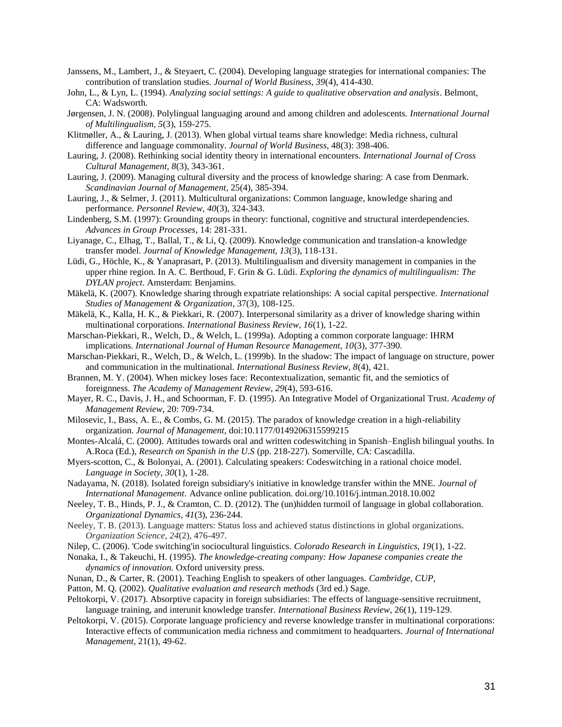Janssens, M., Lambert, J., & Steyaert, C. (2004). Developing language strategies for international companies: The contribution of translation studies. *Journal of World Business, 39*(4), 414-430.

John, L., & Lyn, L. (1994). *Analyzing social settings: A guide to qualitative observation and analysis*. Belmont, CA: Wadsworth.

Jørgensen, J. N. (2008). Polylingual languaging around and among children and adolescents. *International Journal of Multilingualism, 5*(3), 159-275.

Klitmøller, A., & Lauring, J. (2013). When global virtual teams share knowledge: Media richness, cultural difference and language commonality. *Journal of World Business*, 48(3): 398-406.

Lauring, J. (2008). Rethinking social identity theory in international encounters. *International Journal of Cross Cultural Management, 8*(3), 343-361.

Lauring, J. (2009). Managing cultural diversity and the process of knowledge sharing: A case from Denmark. *Scandinavian Journal of Management*, 25(4), 385-394.

Lauring, J., & Selmer, J. (2011). Multicultural organizations: Common language, knowledge sharing and performance. *Personnel Review, 40*(3), 324-343.

Lindenberg, S.M. (1997): Grounding groups in theory: functional, cognitive and structural interdependencies. *Advances in Group Processes*, 14: 281-331.

Liyanage, C., Elhag, T., Ballal, T., & Li, Q. (2009). Knowledge communication and translation-a knowledge transfer model. *Journal of Knowledge Management, 13*(3), 118-131.

Lüdi, G., Höchle, K., & Yanaprasart, P. (2013). Multilingualism and diversity management in companies in the upper rhine region. In A. C. Berthoud, F. Grin & G. Lüdi. *Exploring the dynamics of multilingualism: The DYLAN project.* Amsterdam: Benjamins.

Mäkelä, K. (2007). Knowledge sharing through expatriate relationships: A social capital perspective. *International Studies of Management & Organization*, 37(3), 108-125.

Mäkelä, K., Kalla, H. K., & Piekkari, R. (2007). Interpersonal similarity as a driver of knowledge sharing within multinational corporations. *International Business Review, 16*(1), 1-22.

Marschan-Piekkari, R., Welch, D., & Welch, L. (1999a). Adopting a common corporate language: IHRM implications. *International Journal of Human Resource Management, 10*(3), 377-390.

Marschan-Piekkari, R., Welch, D., & Welch, L. (1999b). In the shadow: The impact of language on structure, power and communication in the multinational. *International Business Review, 8*(4), 421.

Brannen, M. Y. (2004). When mickey loses face: Recontextualization, semantic fit, and the semiotics of foreignness. *The Academy of Management Review, 29*(4), 593-616.

Mayer, R. C., Davis, J. H., and Schoorman, F. D. (1995). An Integrative Model of Organizational Trust. *Academy of Management Review*, 20: 709-734.

Milosevic, I., Bass, A. E., & Combs, G. M. (2015). The paradox of knowledge creation in a high-reliability organization. *Journal of Management,* doi:10.1177/0149206315599215

Montes-Alcalá, C. (2000). Attitudes towards oral and written codeswitching in Spanish–English bilingual youths. In A.Roca (Ed.), *Research on Spanish in the U.S* (pp. 218-227). Somerville, CA: Cascadilla.

Myers-scotton, C., & Bolonyai, A. (2001). Calculating speakers: Codeswitching in a rational choice model. *Language in Society, 30*(1), 1-28.

Nadayama, N. (2018). Isolated foreign subsidiary's initiative in knowledge transfer within the MNE. *Journal of International Management*. Advance online publication. doi.org/10.1016/j.intman.2018.10.002

Neeley, T. B., Hinds, P. J., & Cramton, C. D. (2012). The (un)hidden turmoil of language in global collaboration. *Organizational Dynamics, 41*(3), 236-244.

Neeley, T. B. (2013). Language matters: Status loss and achieved status distinctions in global organizations. *Organization Science*, *24*(2), 476-497.

Nilep, C. (2006). 'Code switching'in sociocultural linguistics. *Colorado Research in Linguistics, 19*(1), 1-22.

Nonaka, I., & Takeuchi, H. (1995). *The knowledge-creating company: How Japanese companies create the dynamics of innovation.* Oxford university press.

Nunan, D., & Carter, R. (2001). Teaching English to speakers of other languages. *Cambridge, CUP,*

Patton, M. Q. (2002). *Qualitative evaluation and research methods* (3rd ed.) Sage.

Peltokorpi, V. (2017). Absorptive capacity in foreign subsidiaries: The effects of language-sensitive recruitment, language training, and interunit knowledge transfer. *International Business Review*, 26(1), 119-129.

Peltokorpi, V. (2015). Corporate language proficiency and reverse knowledge transfer in multinational corporations: Interactive effects of communication media richness and commitment to headquarters. *Journal of International Management*, 21(1), 49-62.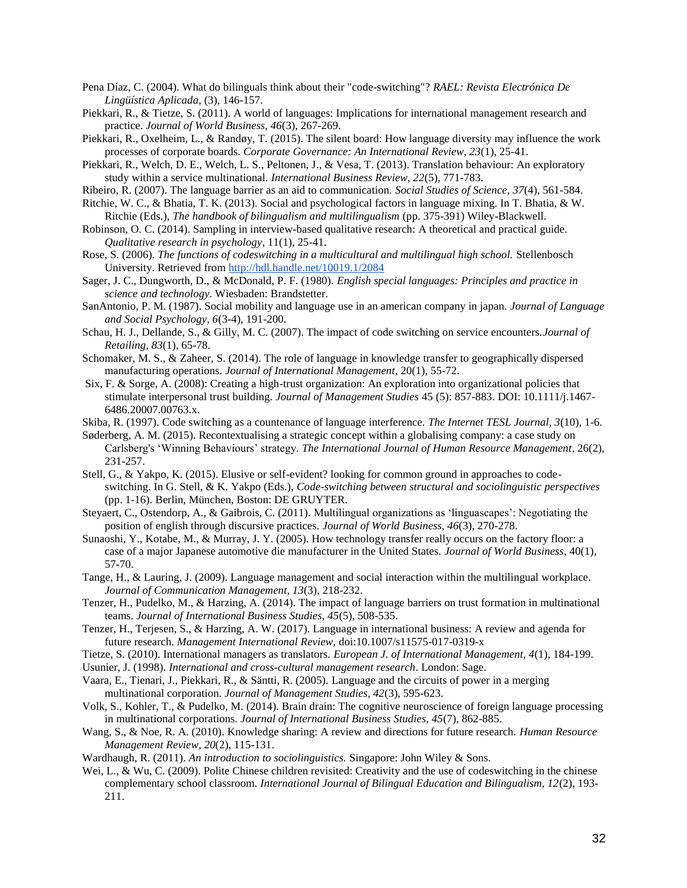Pena Díaz, C. (2004). What do bilinguals think about their "code-switching"? *RAEL: Revista Electrónica De Lingüística Aplicada,* (3), 146-157.

Piekkari, R., & Tietze, S. (2011). A world of languages: Implications for international management research and practice. *Journal of World Business, 46*(3), 267-269.

Piekkari, R., Oxelheim, L., & Randøy, T. (2015). The silent board: How language diversity may influence the work processes of corporate boards. *Corporate Governance: An International Review, 23*(1), 25-41.

Piekkari, R., Welch, D. E., Welch, L. S., Peltonen, J., & Vesa, T. (2013). Translation behaviour: An exploratory study within a service multinational. *International Business Review, 22*(5), 771-783.

Ribeiro, R. (2007). The language barrier as an aid to communication. *Social Studies of Science, 37*(4), 561-584.

Ritchie, W. C., & Bhatia, T. K. (2013). Social and psychological factors in language mixing. In T. Bhatia, & W. Ritchie (Eds.), *The handbook of bilingualism and multilingualism* (pp. 375-391) Wiley-Blackwell.

Robinson, O. C. (2014). Sampling in interview-based qualitative research: A theoretical and practical guide. *Qualitative research in psychology*, 11(1), 25-41.

Rose, S. (2006). *The functions of codeswitching in a multicultural and multilingual high school.* Stellenbosch University. Retrieved from http://hdl.handle.net/10019.1/2084

Sager, J. C., Dungworth, D., & McDonald, P. F. (1980). *English special languages: Principles and practice in science and technology*. Wiesbaden: Brandstetter.

SanAntonio, P. M. (1987). Social mobility and language use in an american company in japan. *Journal of Language and Social Psychology, 6*(3-4), 191-200.

Schau, H. J., Dellande, S., & Gilly, M. C. (2007). The impact of code switching on service encounters.*Journal of Retailing, 83*(1), 65-78.

Schomaker, M. S., & Zaheer, S. (2014). The role of language in knowledge transfer to geographically dispersed manufacturing operations. *Journal of International Management*, 20(1), 55-72.

Six, F. & Sorge, A. (2008): Creating a high-trust organization: An exploration into organizational policies that stimulate interpersonal trust building. *Journal of Management Studies* 45 (5): 857-883. DOI: 10.1111/j.1467-6486.20007.00763.x.

Skiba, R. (1997). Code switching as a countenance of language interference. *The Internet TESL Journal, 3*(10), 1-6.

Søderberg, A. M. (2015). Recontextualising a strategic concept within a globalising company: a case study on Carlsberg's 'Winning Behaviours' strategy. *The International Journal of Human Resource Management*, 26(2), 231-257.

Stell, G., & Yakpo, K. (2015). Elusive or self-evident? looking for common ground in approaches to code-switching. In G. Stell, & K. Yakpo (Eds.), *Code-switching between structural and sociolinguistic perspectives* (pp. 1-16). Berlin, München, Boston: DE GRUYTER.

Steyaert, C., Ostendorp, A., & Gaibrois, C. (2011). Multilingual organizations as 'linguascapes': Negotiating the position of english through discursive practices. *Journal of World Business, 46*(3), 270-278.

Sunaoshi, Y., Kotabe, M., & Murray, J. Y. (2005). How technology transfer really occurs on the factory floor: a case of a major Japanese automotive die manufacturer in the United States. *Journal of World Business*, 40(1), 57-70.

Tange, H., & Lauring, J. (2009). Language management and social interaction within the multilingual workplace. *Journal of Communication Management, 13*(3), 218-232.

Tenzer, H., Pudelko, M., & Harzing, A. (2014). The impact of language barriers on trust formation in multinational teams. *Journal of International Business Studies, 45*(5), 508-535.

Tenzer, H., Terjesen, S., & Harzing, A. W. (2017). Language in international business: A review and agenda for future research. *Management International Review,* doi:10.1007/s11575-017-0319-x

Tietze, S. (2010). International managers as translators. *European J. of International Management, 4*(1), 184-199.

Usunier, J. (1998). *International and cross-cultural management research*. London: Sage.

Vaara, E., Tienari, J., Piekkari, R., & Säntti, R. (2005). Language and the circuits of power in a merging multinational corporation. *Journal of Management Studies, 42*(3), 595-623.

Volk, S., Kohler, T., & Pudelko, M. (2014). Brain drain: The cognitive neuroscience of foreign language processing in multinational corporations. *Journal of International Business Studies, 45*(7), 862-885.

Wang, S., & Noe, R. A. (2010). Knowledge sharing: A review and directions for future research. *Human Resource Management Review, 20*(2), 115-131.

Wardhaugh, R. (2011). *An introduction to sociolinguistics.* Singapore: John Wiley & Sons.

Wei, L., & Wu, C. (2009). Polite Chinese children revisited: Creativity and the use of codeswitching in the chinese complementary school classroom. *International Journal of Bilingual Education and Bilingualism, 12*(2), 193-211.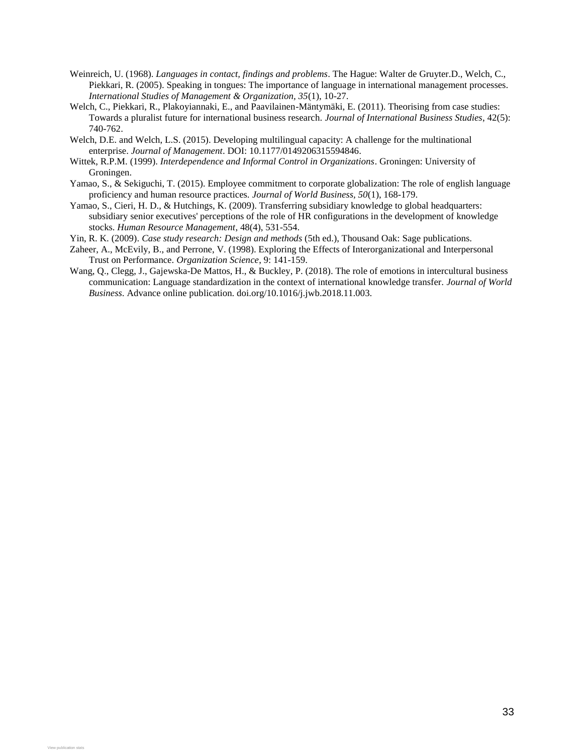Weinreich, U. (1968). *Languages in contact, findings and problems*. The Hague: Walter de Gruyter.D., Welch, C., Piekkari, R. (2005). Speaking in tongues: The importance of language in international management processes. *International Studies of Management & Organization, 35*(1), 10-27.

Welch, C., Piekkari, R., Plakoyiannaki, E., and Paavilainen-Mäntymäki, E. (2011). Theorising from case studies: Towards a pluralist future for international business research. *Journal of International Business Studies*, 42(5): 740-762.

Welch, D.E. and Welch, L.S. (2015). Developing multilingual capacity: A challenge for the multinational enterprise. *Journal of Management*. DOI: 10.1177/0149206315594846.

Wittek, R.P.M. (1999). *Interdependence and Informal Control in Organizations*. Groningen: University of Groningen.

Yamao, S., & Sekiguchi, T. (2015). Employee commitment to corporate globalization: The role of english language proficiency and human resource practices. *Journal of World Business, 50*(1), 168-179.

Yamao, S., Cieri, H. D., & Hutchings, K. (2009). Transferring subsidiary knowledge to global headquarters: subsidiary senior executives' perceptions of the role of HR configurations in the development of knowledge stocks. *Human Resource Management*, 48(4), 531-554.

Yin, R. K. (2009). *Case study research: Design and methods* (5th ed.), Thousand Oak: Sage publications.

Zaheer, A., McEvily, B., and Perrone, V. (1998). Exploring the Effects of Interorganizational and Interpersonal Trust on Performance. *Organization Science*, 9: 141-159.

Wang, Q., Clegg, J., Gajewska-De Mattos, H., & Buckley, P. (2018). The role of emotions in intercultural business communication: Language standardization in the context of international knowledge transfer. *Journal of World Business*. Advance online publication. doi.org/10.1016/j.jwb.2018.11.003.